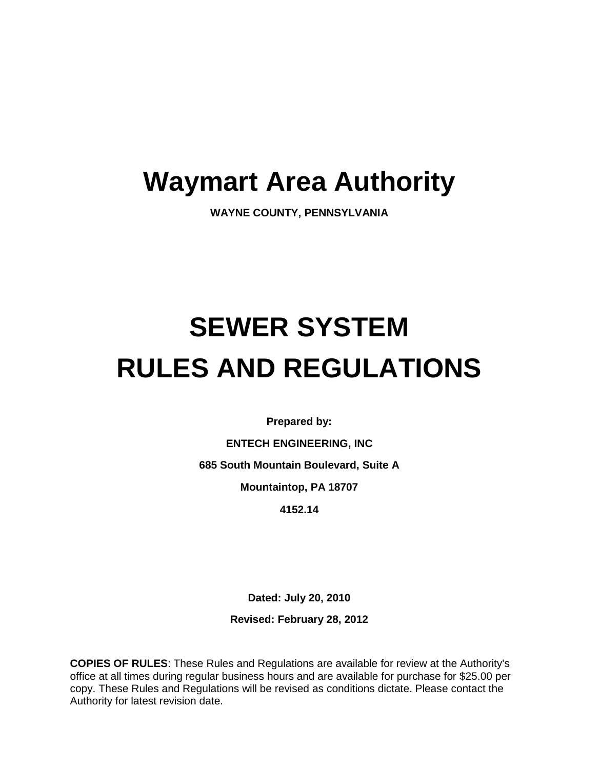# Waymart Area Authority

**WAYNE COUNTY, PENNSYLVANIA**

# SEWER SYSTEM RULES AND REGULATIONS

**Prepared by:**

**ENTECH ENGINEERING, INC**

**685 South Mountain Boulevard, Suite A**

**Mountaintop, PA 18707**

**4152.14**

**Dated: July 20, 2010**

**Revised: February 28, 2012**

**COPIES OF RULES**: These Rules and Regulations are available for review at the Authority's office at all times during regular business hours and are available for purchase for $25.00 per copy. These Rules and Regulations will be revised as conditions dictate. Please contact the Authority for latest revision date.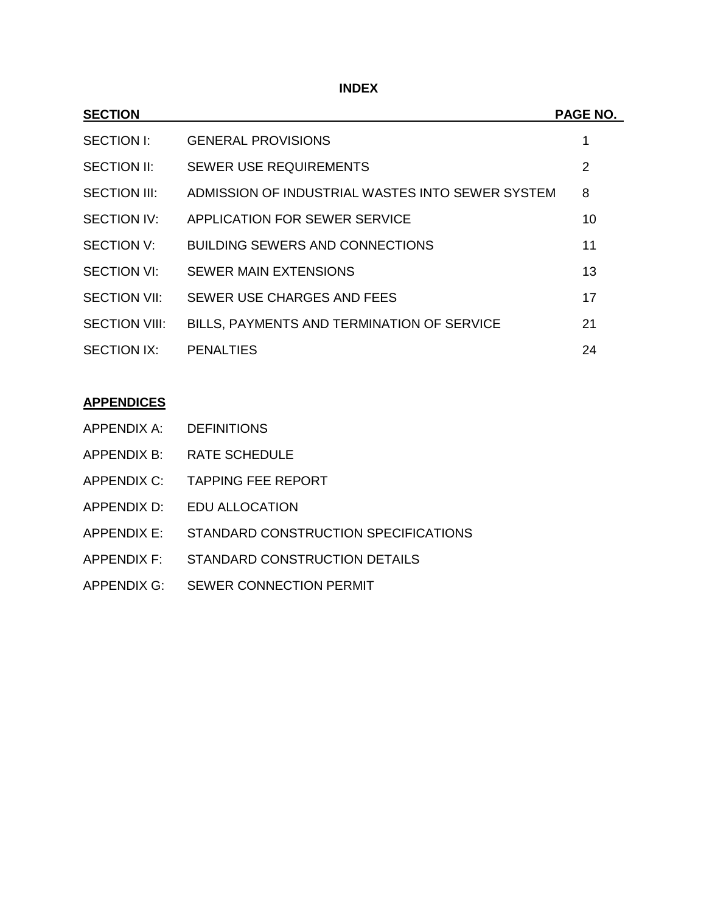# INDEX

| SECTION | | PAGE NO. |
|---|---|---|
| SECTION I: | GENERAL PROVISIONS | 1 |
| SECTION II: | SEWER USE REQUIREMENTS | 2 |
| SECTION III: | ADMISSION OF INDUSTRIAL WASTES INTO SEWER SYSTEM | 8 |
| SECTION IV: | APPLICATION FOR SEWER SERVICE | 10 |
| SECTION V: | BUILDING SEWERS AND CONNECTIONS | 11 |
| SECTION VI: | SEWER MAIN EXTENSIONS | 13 |
| SECTION VII: | SEWER USE CHARGES AND FEES | 17 |
| SECTION VIII: | BILLS, PAYMENTS AND TERMINATION OF SERVICE | 21 |
| SECTION IX: | PENALTIES | 24 |

**APPENDICES**

APPENDIX A: DEFINITIONS

APPENDIX B: RATE SCHEDULE

APPENDIX C: TAPPING FEE REPORT

APPENDIX D: EDU ALLOCATION

APPENDIX E: STANDARD CONSTRUCTION SPECIFICATIONS

APPENDIX F: STANDARD CONSTRUCTION DETAILS

APPENDIX G: SEWER CONNECTION PERMIT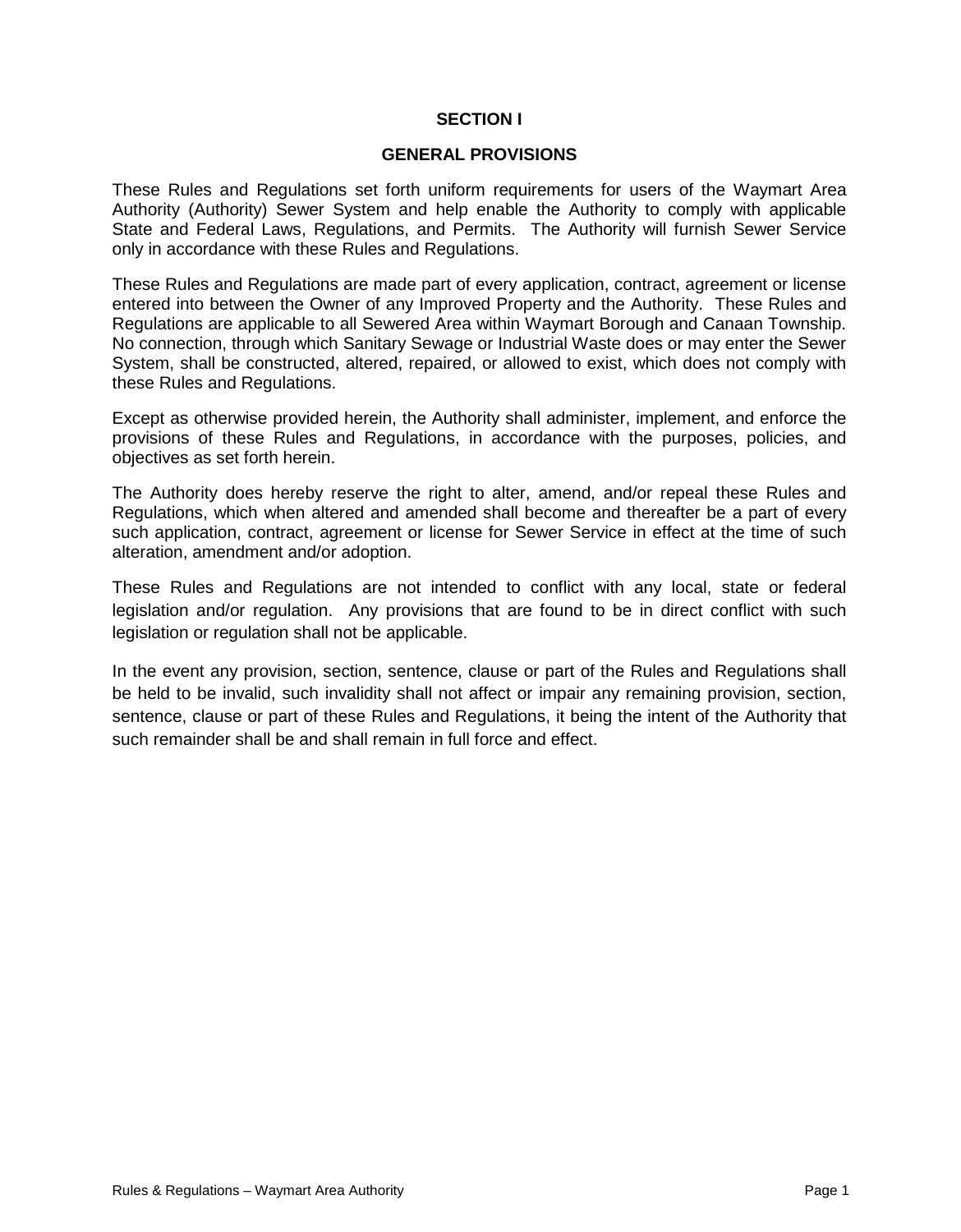# SECTION I

## GENERAL PROVISIONS

These Rules and Regulations set forth uniform requirements for users of the Waymart Area Authority (Authority) Sewer System and help enable the Authority to comply with applicable State and Federal Laws, Regulations, and Permits. The Authority will furnish Sewer Service only in accordance with these Rules and Regulations.

These Rules and Regulations are made part of every application, contract, agreement or license entered into between the Owner of any Improved Property and the Authority. These Rules and Regulations are applicable to all Sewered Area within Waymart Borough and Canaan Township. No connection, through which Sanitary Sewage or Industrial Waste does or may enter the Sewer System, shall be constructed, altered, repaired, or allowed to exist, which does not comply with these Rules and Regulations.

Except as otherwise provided herein, the Authority shall administer, implement, and enforce the provisions of these Rules and Regulations, in accordance with the purposes, policies, and objectives as set forth herein.

The Authority does hereby reserve the right to alter, amend, and/or repeal these Rules and Regulations, which when altered and amended shall become and thereafter be a part of every such application, contract, agreement or license for Sewer Service in effect at the time of such alteration, amendment and/or adoption.

These Rules and Regulations are not intended to conflict with any local, state or federal legislation and/or regulation. Any provisions that are found to be in direct conflict with such legislation or regulation shall not be applicable.

In the event any provision, section, sentence, clause or part of the Rules and Regulations shall be held to be invalid, such invalidity shall not affect or impair any remaining provision, section, sentence, clause or part of these Rules and Regulations, it being the intent of the Authority that such remainder shall be and shall remain in full force and effect.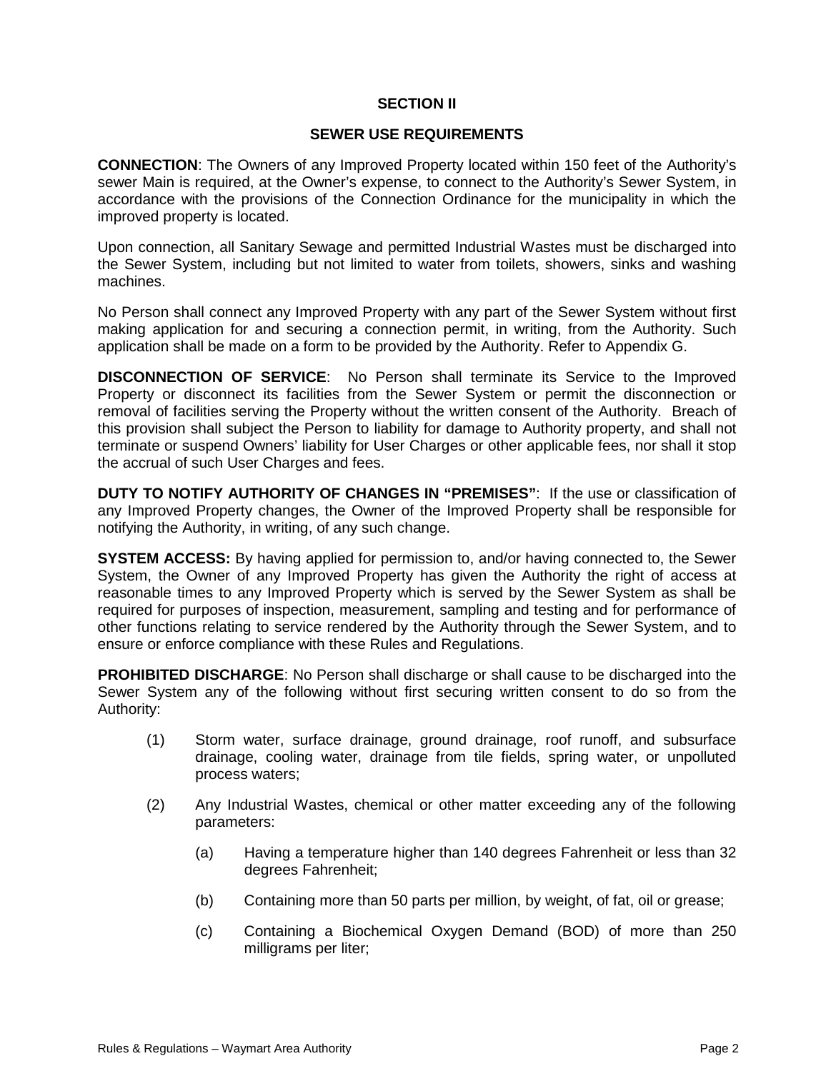## SECTION II

## SEWER USE REQUIREMENTS

**CONNECTION**: The Owners of any Improved Property located within 150 feet of the Authority's sewer Main is required, at the Owner's expense, to connect to the Authority's Sewer System, in accordance with the provisions of the Connection Ordinance for the municipality in which the improved property is located.

Upon connection, all Sanitary Sewage and permitted Industrial Wastes must be discharged into the Sewer System, including but not limited to water from toilets, showers, sinks and washing machines.

No Person shall connect any Improved Property with any part of the Sewer System without first making application for and securing a connection permit, in writing, from the Authority. Such application shall be made on a form to be provided by the Authority. Refer to Appendix G.

**DISCONNECTION OF SERVICE**: No Person shall terminate its Service to the Improved Property or disconnect its facilities from the Sewer System or permit the disconnection or removal of facilities serving the Property without the written consent of the Authority. Breach of this provision shall subject the Person to liability for damage to Authority property, and shall not terminate or suspend Owners' liability for User Charges or other applicable fees, nor shall it stop the accrual of such User Charges and fees.

**DUTY TO NOTIFY AUTHORITY OF CHANGES IN "PREMISES"**: If the use or classification of any Improved Property changes, the Owner of the Improved Property shall be responsible for notifying the Authority, in writing, of any such change.

**SYSTEM ACCESS:** By having applied for permission to, and/or having connected to, the Sewer System, the Owner of any Improved Property has given the Authority the right of access at reasonable times to any Improved Property which is served by the Sewer System as shall be required for purposes of inspection, measurement, sampling and testing and for performance of other functions relating to service rendered by the Authority through the Sewer System, and to ensure or enforce compliance with these Rules and Regulations.

**PROHIBITED DISCHARGE**: No Person shall discharge or shall cause to be discharged into the Sewer System any of the following without first securing written consent to do so from the Authority:

(1) Storm water, surface drainage, ground drainage, roof runoff, and subsurface drainage, cooling water, drainage from tile fields, spring water, or unpolluted process waters;

(2) Any Industrial Wastes, chemical or other matter exceeding any of the following parameters:

   (a) Having a temperature higher than 140 degrees Fahrenheit or less than 32 degrees Fahrenheit;

   (b) Containing more than 50 parts per million, by weight, of fat, oil or grease;

   (c) Containing a Biochemical Oxygen Demand (BOD) of more than 250 milligrams per liter;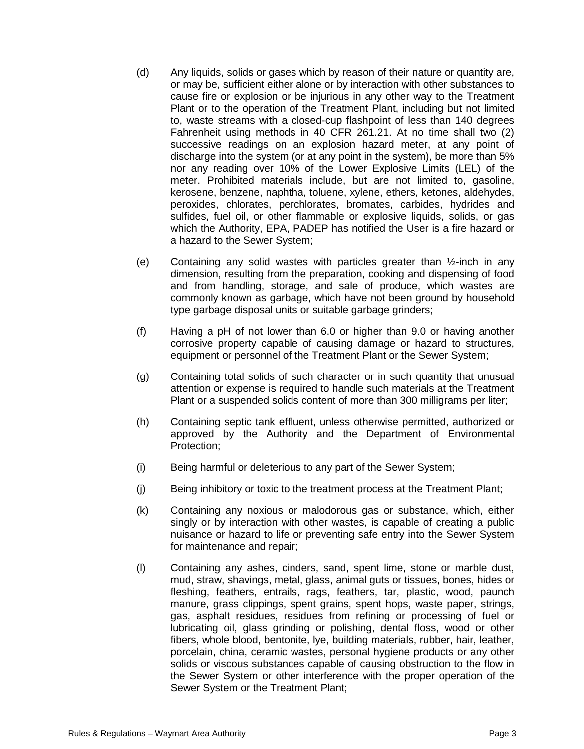(d) Any liquids, solids or gases which by reason of their nature or quantity are, or may be, sufficient either alone or by interaction with other substances to cause fire or explosion or be injurious in any other way to the Treatment Plant or to the operation of the Treatment Plant, including but not limited to, waste streams with a closed-cup flashpoint of less than 140 degrees Fahrenheit using methods in 40 CFR 261.21. At no time shall two (2) successive readings on an explosion hazard meter, at any point of discharge into the system (or at any point in the system), be more than 5% nor any reading over 10% of the Lower Explosive Limits (LEL) of the meter. Prohibited materials include, but are not limited to, gasoline, kerosene, benzene, naphtha, toluene, xylene, ethers, ketones, aldehydes, peroxides, chlorates, perchlorates, bromates, carbides, hydrides and sulfides, fuel oil, or other flammable or explosive liquids, solids, or gas which the Authority, EPA, PADEP has notified the User is a fire hazard or a hazard to the Sewer System;

(e) Containing any solid wastes with particles greater than ½-inch in any dimension, resulting from the preparation, cooking and dispensing of food and from handling, storage, and sale of produce, which wastes are commonly known as garbage, which have not been ground by household type garbage disposal units or suitable garbage grinders;

(f) Having a pH of not lower than 6.0 or higher than 9.0 or having another corrosive property capable of causing damage or hazard to structures, equipment or personnel of the Treatment Plant or the Sewer System;

(g) Containing total solids of such character or in such quantity that unusual attention or expense is required to handle such materials at the Treatment Plant or a suspended solids content of more than 300 milligrams per liter;

(h) Containing septic tank effluent, unless otherwise permitted, authorized or approved by the Authority and the Department of Environmental Protection;

(i) Being harmful or deleterious to any part of the Sewer System;

(j) Being inhibitory or toxic to the treatment process at the Treatment Plant;

(k) Containing any noxious or malodorous gas or substance, which, either singly or by interaction with other wastes, is capable of creating a public nuisance or hazard to life or preventing safe entry into the Sewer System for maintenance and repair;

(l) Containing any ashes, cinders, sand, spent lime, stone or marble dust, mud, straw, shavings, metal, glass, animal guts or tissues, bones, hides or fleshing, feathers, entrails, rags, feathers, tar, plastic, wood, paunch manure, grass clippings, spent grains, spent hops, waste paper, strings, gas, asphalt residues, residues from refining or processing of fuel or lubricating oil, glass grinding or polishing, dental floss, wood or other fibers, whole blood, bentonite, lye, building materials, rubber, hair, leather, porcelain, china, ceramic wastes, personal hygiene products or any other solids or viscous substances capable of causing obstruction to the flow in the Sewer System or other interference with the proper operation of the Sewer System or the Treatment Plant;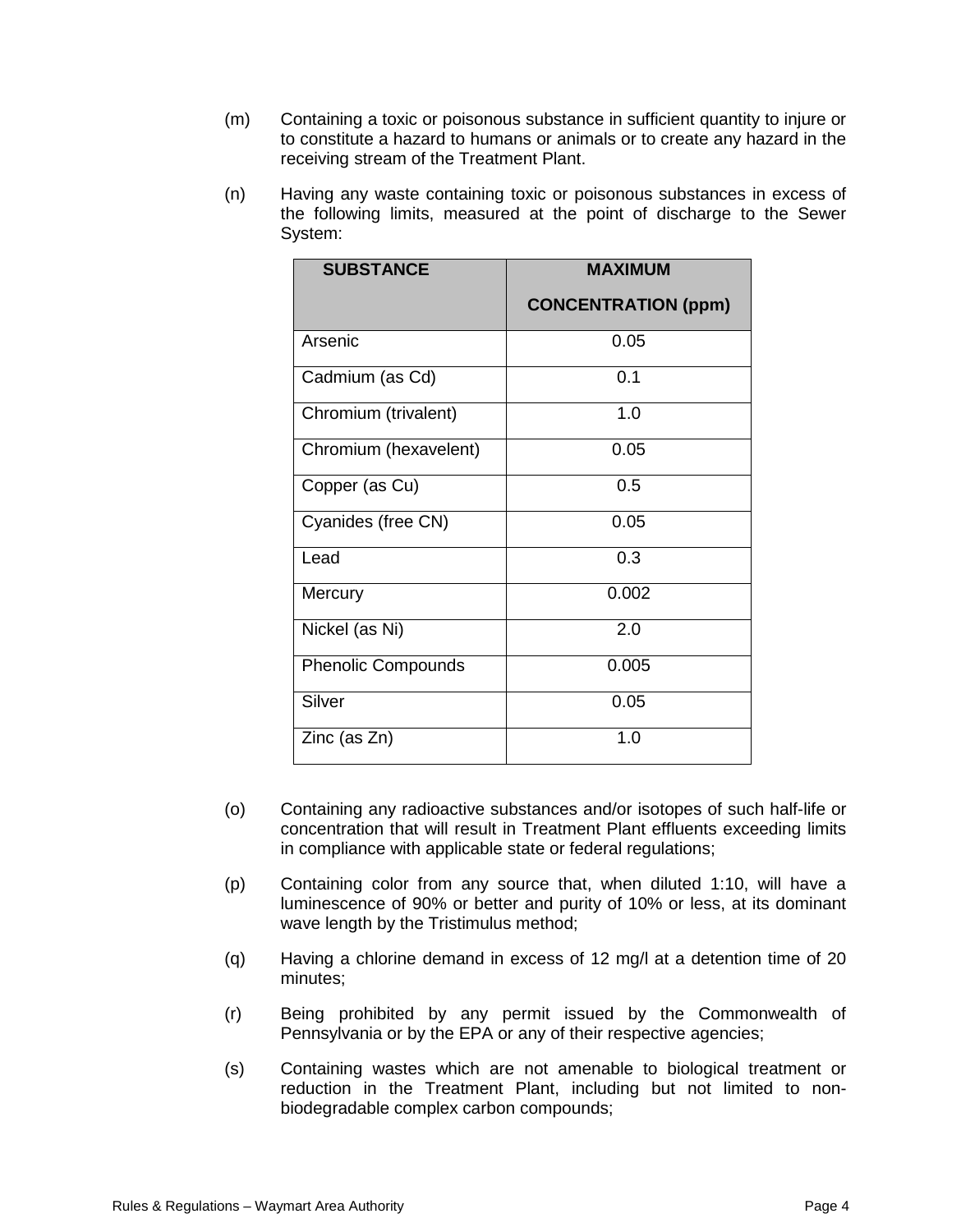(m) Containing a toxic or poisonous substance in sufficient quantity to injure or to constitute a hazard to humans or animals or to create any hazard in the receiving stream of the Treatment Plant.

(n) Having any waste containing toxic or poisonous substances in excess of the following limits, measured at the point of discharge to the Sewer System:

| SUBSTANCE | MAXIMUM CONCENTRATION (ppm) |
|---|---|
| Arsenic | 0.05 |
| Cadmium (as Cd) | 0.1 |
| Chromium (trivalent) | 1.0 |
| Chromium (hexavelent) | 0.05 |
| Copper (as Cu) | 0.5 |
| Cyanides (free CN) | 0.05 |
| Lead | 0.3 |
| Mercury | 0.002 |
| Nickel (as Ni) | 2.0 |
| Phenolic Compounds | 0.005 |
| Silver | 0.05 |
| Zinc (as Zn) | 1.0 |

(o) Containing any radioactive substances and/or isotopes of such half-life or concentration that will result in Treatment Plant effluents exceeding limits in compliance with applicable state or federal regulations;

(p) Containing color from any source that, when diluted 1:10, will have a luminescence of 90% or better and purity of 10% or less, at its dominant wave length by the Tristimulus method;

(q) Having a chlorine demand in excess of 12 mg/l at a detention time of 20 minutes;

(r) Being prohibited by any permit issued by the Commonwealth of Pennsylvania or by the EPA or any of their respective agencies;

(s) Containing wastes which are not amenable to biological treatment or reduction in the Treatment Plant, including but not limited to non-biodegradable complex carbon compounds;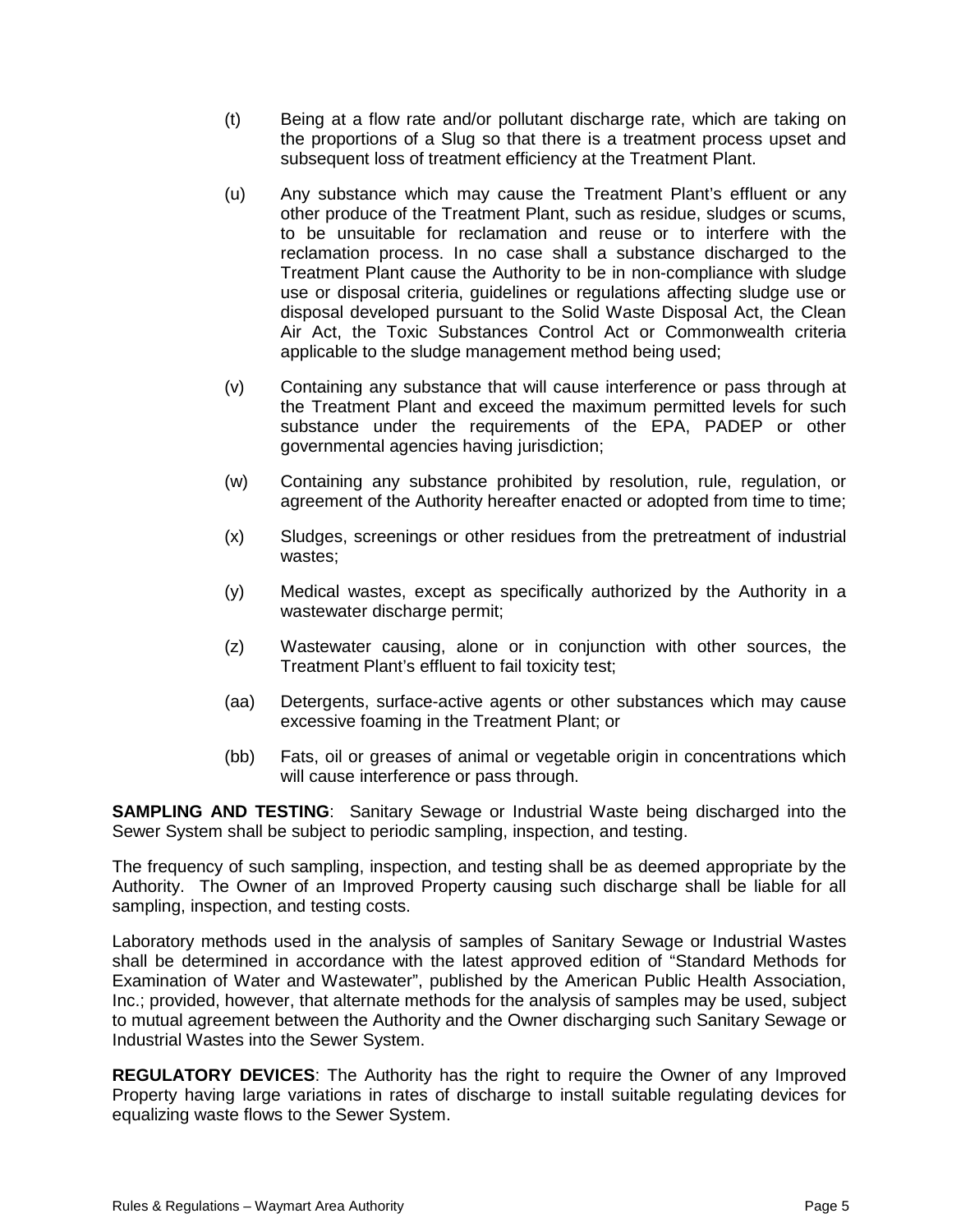(t) Being at a flow rate and/or pollutant discharge rate, which are taking on the proportions of a Slug so that there is a treatment process upset and subsequent loss of treatment efficiency at the Treatment Plant.

(u) Any substance which may cause the Treatment Plant's effluent or any other produce of the Treatment Plant, such as residue, sludges or scums, to be unsuitable for reclamation and reuse or to interfere with the reclamation process. In no case shall a substance discharged to the Treatment Plant cause the Authority to be in non-compliance with sludge use or disposal criteria, guidelines or regulations affecting sludge use or disposal developed pursuant to the Solid Waste Disposal Act, the Clean Air Act, the Toxic Substances Control Act or Commonwealth criteria applicable to the sludge management method being used;

(v) Containing any substance that will cause interference or pass through at the Treatment Plant and exceed the maximum permitted levels for such substance under the requirements of the EPA, PADEP or other governmental agencies having jurisdiction;

(w) Containing any substance prohibited by resolution, rule, regulation, or agreement of the Authority hereafter enacted or adopted from time to time;

(x) Sludges, screenings or other residues from the pretreatment of industrial wastes;

(y) Medical wastes, except as specifically authorized by the Authority in a wastewater discharge permit;

(z) Wastewater causing, alone or in conjunction with other sources, the Treatment Plant's effluent to fail toxicity test;

(aa) Detergents, surface-active agents or other substances which may cause excessive foaming in the Treatment Plant; or

(bb) Fats, oil or greases of animal or vegetable origin in concentrations which will cause interference or pass through.

**SAMPLING AND TESTING**: Sanitary Sewage or Industrial Waste being discharged into the Sewer System shall be subject to periodic sampling, inspection, and testing.

The frequency of such sampling, inspection, and testing shall be as deemed appropriate by the Authority. The Owner of an Improved Property causing such discharge shall be liable for all sampling, inspection, and testing costs.

Laboratory methods used in the analysis of samples of Sanitary Sewage or Industrial Wastes shall be determined in accordance with the latest approved edition of "Standard Methods for Examination of Water and Wastewater", published by the American Public Health Association, Inc.; provided, however, that alternate methods for the analysis of samples may be used, subject to mutual agreement between the Authority and the Owner discharging such Sanitary Sewage or Industrial Wastes into the Sewer System.

**REGULATORY DEVICES**: The Authority has the right to require the Owner of any Improved Property having large variations in rates of discharge to install suitable regulating devices for equalizing waste flows to the Sewer System.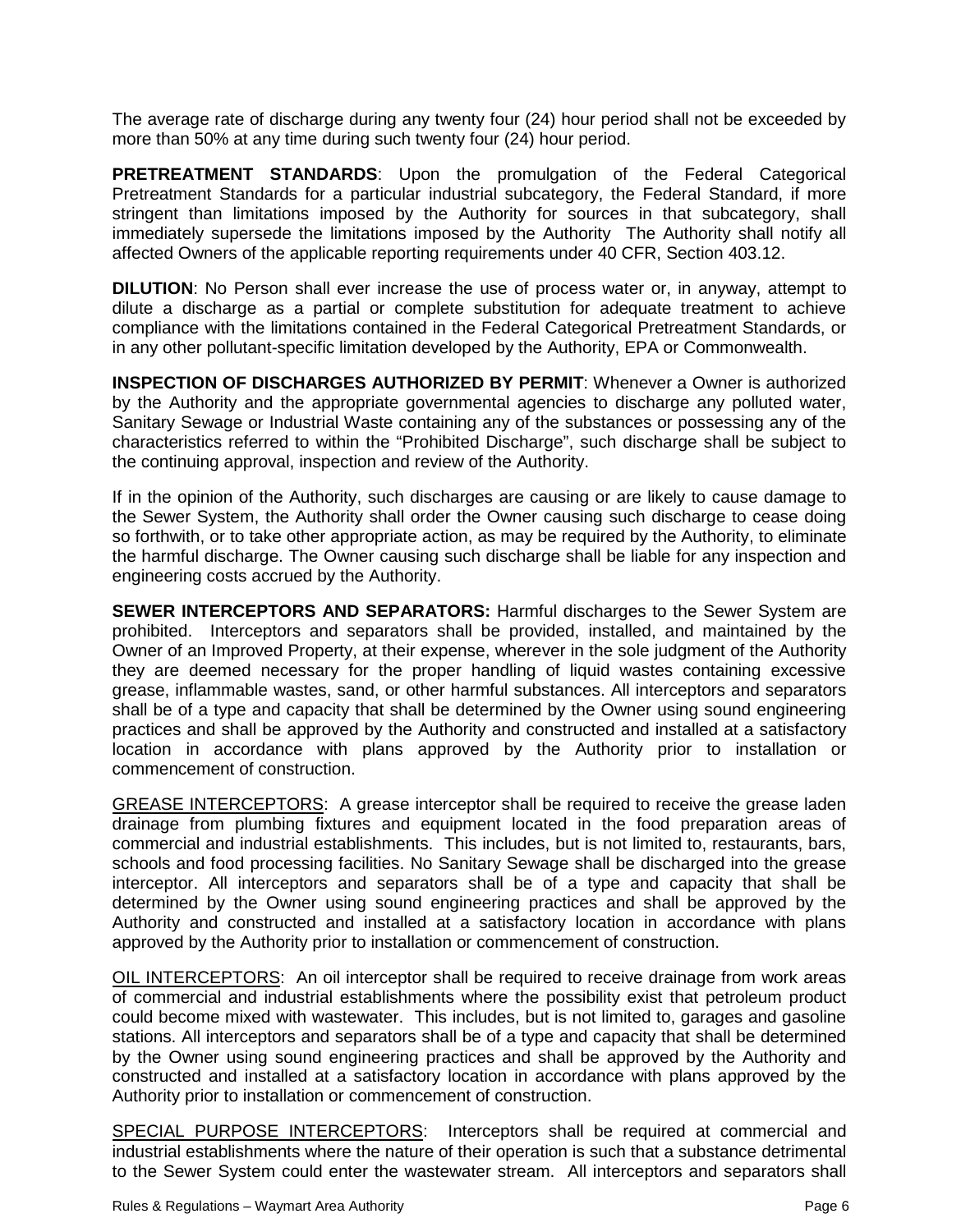The average rate of discharge during any twenty four (24) hour period shall not be exceeded by more than 50% at any time during such twenty four (24) hour period.

**PRETREATMENT STANDARDS**: Upon the promulgation of the Federal Categorical Pretreatment Standards for a particular industrial subcategory, the Federal Standard, if more stringent than limitations imposed by the Authority for sources in that subcategory, shall immediately supersede the limitations imposed by the Authority  The Authority shall notify all affected Owners of the applicable reporting requirements under 40 CFR, Section 403.12.

**DILUTION**: No Person shall ever increase the use of process water or, in anyway, attempt to dilute a discharge as a partial or complete substitution for adequate treatment to achieve compliance with the limitations contained in the Federal Categorical Pretreatment Standards, or in any other pollutant-specific limitation developed by the Authority, EPA or Commonwealth.

**INSPECTION OF DISCHARGES AUTHORIZED BY PERMIT**: Whenever a Owner is authorized by the Authority and the appropriate governmental agencies to discharge any polluted water, Sanitary Sewage or Industrial Waste containing any of the substances or possessing any of the characteristics referred to within the "Prohibited Discharge", such discharge shall be subject to the continuing approval, inspection and review of the Authority.

If in the opinion of the Authority, such discharges are causing or are likely to cause damage to the Sewer System, the Authority shall order the Owner causing such discharge to cease doing so forthwith, or to take other appropriate action, as may be required by the Authority, to eliminate the harmful discharge. The Owner causing such discharge shall be liable for any inspection and engineering costs accrued by the Authority.

**SEWER INTERCEPTORS AND SEPARATORS:** Harmful discharges to the Sewer System are prohibited.  Interceptors and separators shall be provided, installed, and maintained by the Owner of an Improved Property, at their expense, wherever in the sole judgment of the Authority they are deemed necessary for the proper handling of liquid wastes containing excessive grease, inflammable wastes, sand, or other harmful substances. All interceptors and separators shall be of a type and capacity that shall be determined by the Owner using sound engineering practices and shall be approved by the Authority and constructed and installed at a satisfactory location in accordance with plans approved by the Authority prior to installation or commencement of construction.

<u>GREASE INTERCEPTORS</u>:  A grease interceptor shall be required to receive the grease laden drainage from plumbing fixtures and equipment located in the food preparation areas of commercial and industrial establishments.  This includes, but is not limited to, restaurants, bars, schools and food processing facilities. No Sanitary Sewage shall be discharged into the grease interceptor. All interceptors and separators shall be of a type and capacity that shall be determined by the Owner using sound engineering practices and shall be approved by the Authority and constructed and installed at a satisfactory location in accordance with plans approved by the Authority prior to installation or commencement of construction.

<u>OIL INTERCEPTORS</u>:  An oil interceptor shall be required to receive drainage from work areas of commercial and industrial establishments where the possibility exist that petroleum product could become mixed with wastewater.  This includes, but is not limited to, garages and gasoline stations. All interceptors and separators shall be of a type and capacity that shall be determined by the Owner using sound engineering practices and shall be approved by the Authority and constructed and installed at a satisfactory location in accordance with plans approved by the Authority prior to installation or commencement of construction.

<u>SPECIAL PURPOSE INTERCEPTORS</u>:  Interceptors shall be required at commercial and industrial establishments where the nature of their operation is such that a substance detrimental to the Sewer System could enter the wastewater stream.  All interceptors and separators shall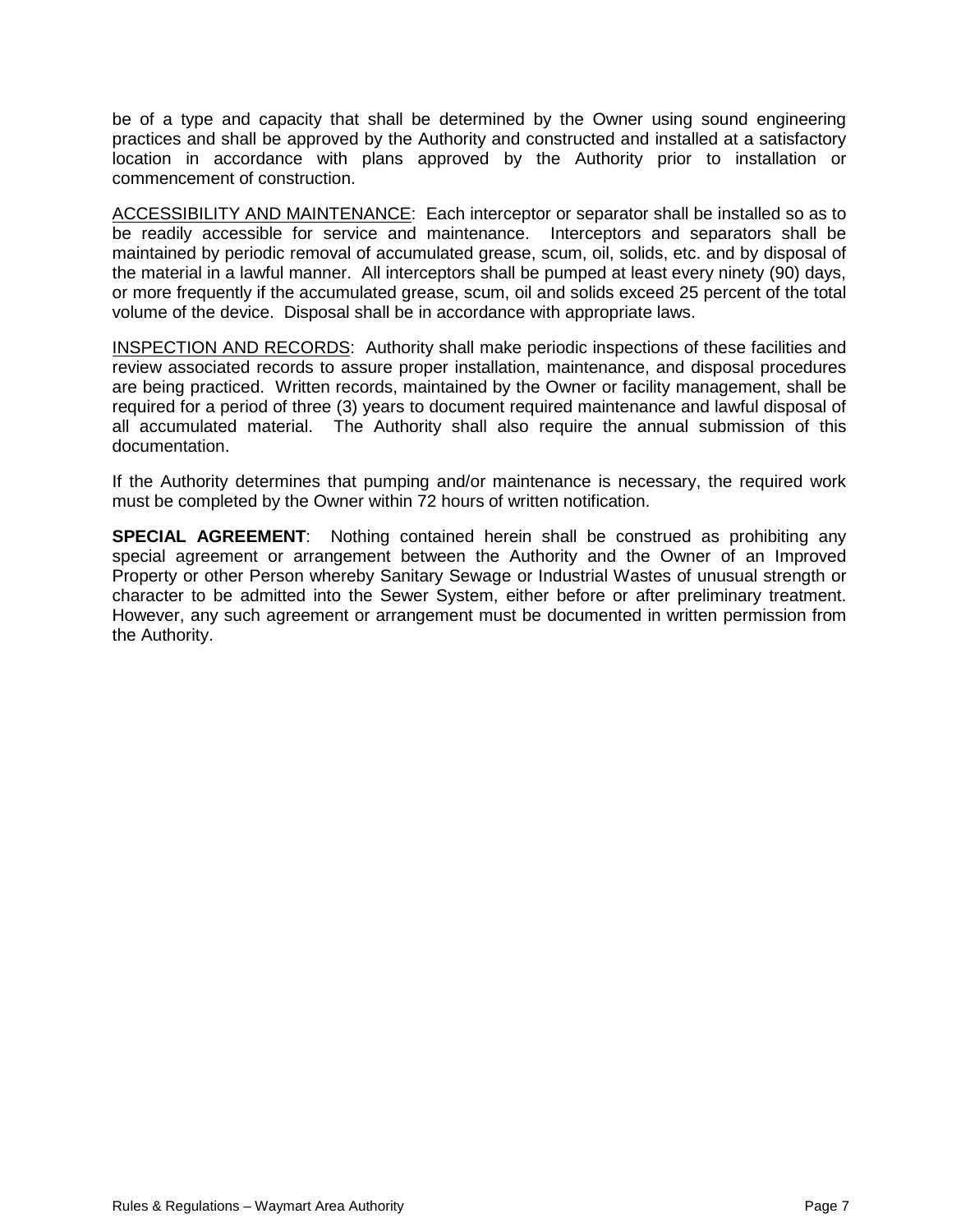be of a type and capacity that shall be determined by the Owner using sound engineering practices and shall be approved by the Authority and constructed and installed at a satisfactory location in accordance with plans approved by the Authority prior to installation or commencement of construction.

<u>ACCESSIBILITY AND MAINTENANCE</u>: Each interceptor or separator shall be installed so as to be readily accessible for service and maintenance. Interceptors and separators shall be maintained by periodic removal of accumulated grease, scum, oil, solids, etc. and by disposal of the material in a lawful manner. All interceptors shall be pumped at least every ninety (90) days, or more frequently if the accumulated grease, scum, oil and solids exceed 25 percent of the total volume of the device. Disposal shall be in accordance with appropriate laws.

<u>INSPECTION AND RECORDS</u>: Authority shall make periodic inspections of these facilities and review associated records to assure proper installation, maintenance, and disposal procedures are being practiced. Written records, maintained by the Owner or facility management, shall be required for a period of three (3) years to document required maintenance and lawful disposal of all accumulated material. The Authority shall also require the annual submission of this documentation.

If the Authority determines that pumping and/or maintenance is necessary, the required work must be completed by the Owner within 72 hours of written notification.

**SPECIAL AGREEMENT**: Nothing contained herein shall be construed as prohibiting any special agreement or arrangement between the Authority and the Owner of an Improved Property or other Person whereby Sanitary Sewage or Industrial Wastes of unusual strength or character to be admitted into the Sewer System, either before or after preliminary treatment. However, any such agreement or arrangement must be documented in written permission from the Authority.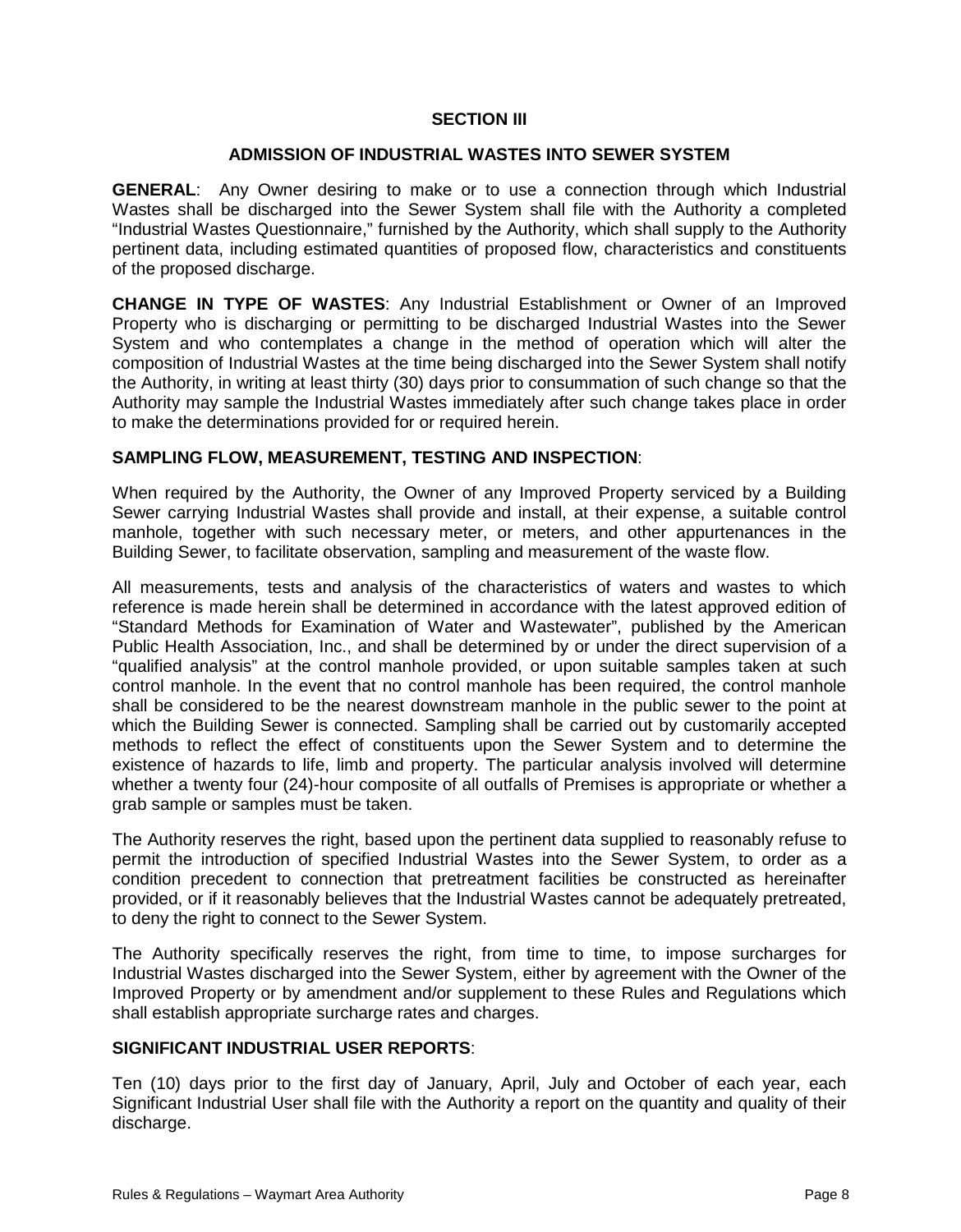## SECTION III

## ADMISSION OF INDUSTRIAL WASTES INTO SEWER SYSTEM

**GENERAL**: Any Owner desiring to make or to use a connection through which Industrial Wastes shall be discharged into the Sewer System shall file with the Authority a completed "Industrial Wastes Questionnaire," furnished by the Authority, which shall supply to the Authority pertinent data, including estimated quantities of proposed flow, characteristics and constituents of the proposed discharge.

**CHANGE IN TYPE OF WASTES**: Any Industrial Establishment or Owner of an Improved Property who is discharging or permitting to be discharged Industrial Wastes into the Sewer System and who contemplates a change in the method of operation which will alter the composition of Industrial Wastes at the time being discharged into the Sewer System shall notify the Authority, in writing at least thirty (30) days prior to consummation of such change so that the Authority may sample the Industrial Wastes immediately after such change takes place in order to make the determinations provided for or required herein.

**SAMPLING FLOW, MEASUREMENT, TESTING AND INSPECTION**:

When required by the Authority, the Owner of any Improved Property serviced by a Building Sewer carrying Industrial Wastes shall provide and install, at their expense, a suitable control manhole, together with such necessary meter, or meters, and other appurtenances in the Building Sewer, to facilitate observation, sampling and measurement of the waste flow.

All measurements, tests and analysis of the characteristics of waters and wastes to which reference is made herein shall be determined in accordance with the latest approved edition of "Standard Methods for Examination of Water and Wastewater", published by the American Public Health Association, Inc., and shall be determined by or under the direct supervision of a "qualified analysis" at the control manhole provided, or upon suitable samples taken at such control manhole. In the event that no control manhole has been required, the control manhole shall be considered to be the nearest downstream manhole in the public sewer to the point at which the Building Sewer is connected. Sampling shall be carried out by customarily accepted methods to reflect the effect of constituents upon the Sewer System and to determine the existence of hazards to life, limb and property. The particular analysis involved will determine whether a twenty four (24)-hour composite of all outfalls of Premises is appropriate or whether a grab sample or samples must be taken.

The Authority reserves the right, based upon the pertinent data supplied to reasonably refuse to permit the introduction of specified Industrial Wastes into the Sewer System, to order as a condition precedent to connection that pretreatment facilities be constructed as hereinafter provided, or if it reasonably believes that the Industrial Wastes cannot be adequately pretreated, to deny the right to connect to the Sewer System.

The Authority specifically reserves the right, from time to time, to impose surcharges for Industrial Wastes discharged into the Sewer System, either by agreement with the Owner of the Improved Property or by amendment and/or supplement to these Rules and Regulations which shall establish appropriate surcharge rates and charges.

**SIGNIFICANT INDUSTRIAL USER REPORTS**:

Ten (10) days prior to the first day of January, April, July and October of each year, each Significant Industrial User shall file with the Authority a report on the quantity and quality of their discharge.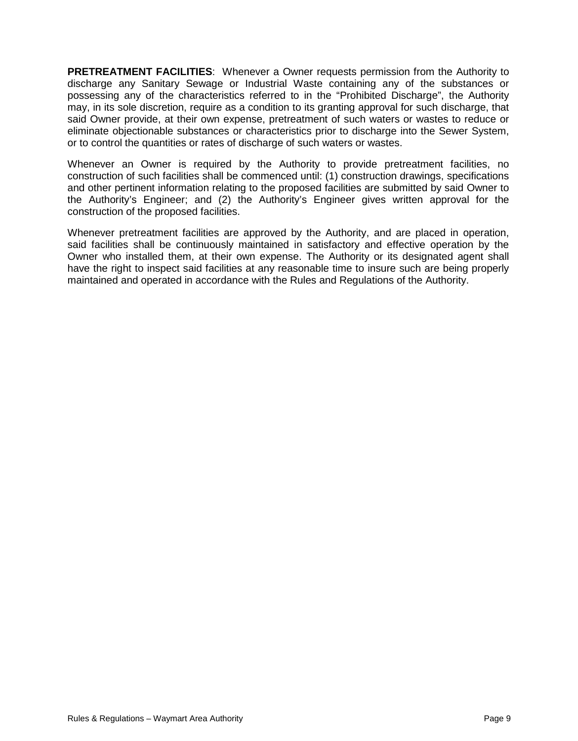**PRETREATMENT FACILITIES**: Whenever a Owner requests permission from the Authority to discharge any Sanitary Sewage or Industrial Waste containing any of the substances or possessing any of the characteristics referred to in the "Prohibited Discharge", the Authority may, in its sole discretion, require as a condition to its granting approval for such discharge, that said Owner provide, at their own expense, pretreatment of such waters or wastes to reduce or eliminate objectionable substances or characteristics prior to discharge into the Sewer System, or to control the quantities or rates of discharge of such waters or wastes.

Whenever an Owner is required by the Authority to provide pretreatment facilities, no construction of such facilities shall be commenced until: (1) construction drawings, specifications and other pertinent information relating to the proposed facilities are submitted by said Owner to the Authority's Engineer; and (2) the Authority's Engineer gives written approval for the construction of the proposed facilities.

Whenever pretreatment facilities are approved by the Authority, and are placed in operation, said facilities shall be continuously maintained in satisfactory and effective operation by the Owner who installed them, at their own expense. The Authority or its designated agent shall have the right to inspect said facilities at any reasonable time to insure such are being properly maintained and operated in accordance with the Rules and Regulations of the Authority.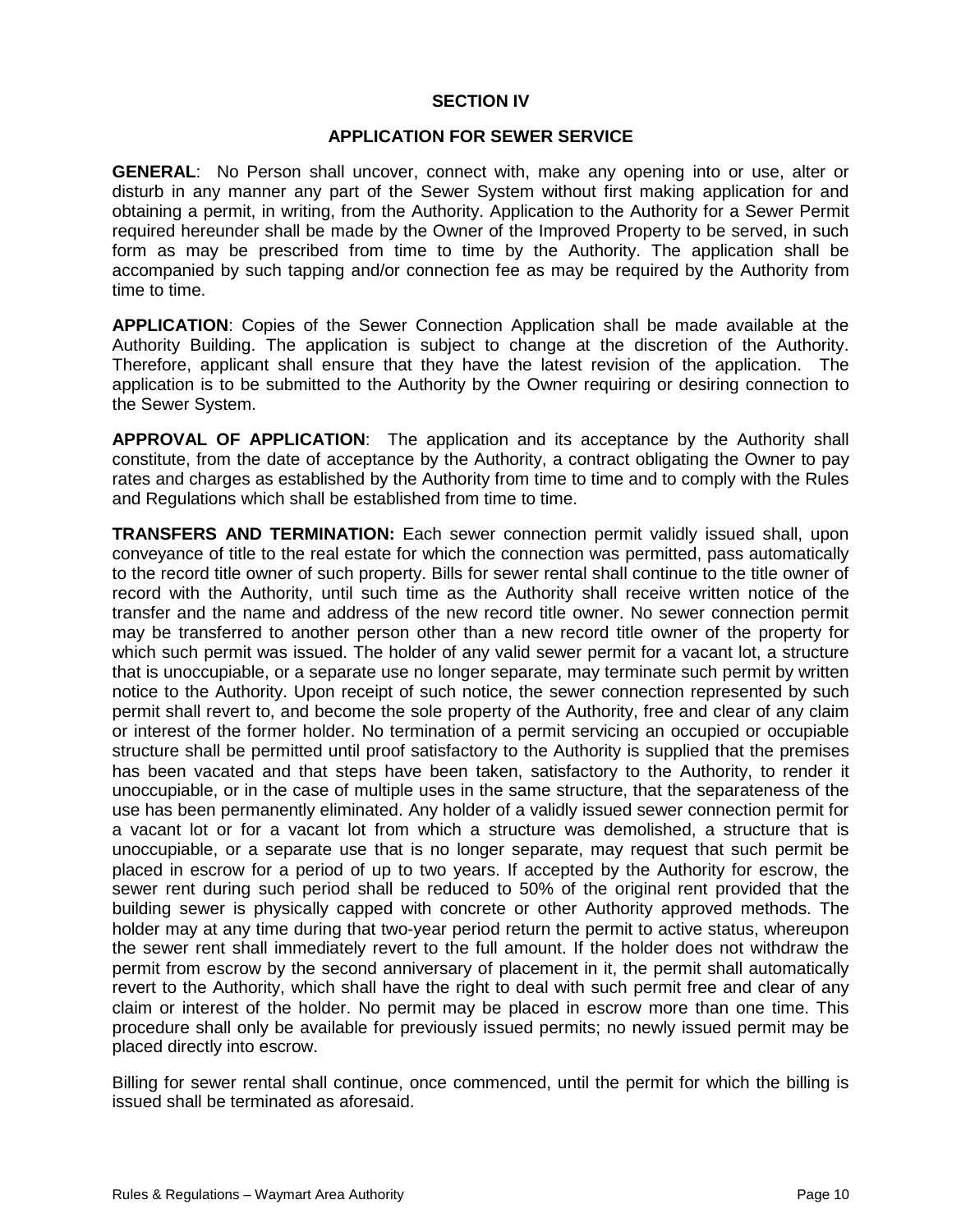## SECTION IV

## APPLICATION FOR SEWER SERVICE

**GENERAL**: No Person shall uncover, connect with, make any opening into or use, alter or disturb in any manner any part of the Sewer System without first making application for and obtaining a permit, in writing, from the Authority. Application to the Authority for a Sewer Permit required hereunder shall be made by the Owner of the Improved Property to be served, in such form as may be prescribed from time to time by the Authority. The application shall be accompanied by such tapping and/or connection fee as may be required by the Authority from time to time.

**APPLICATION**: Copies of the Sewer Connection Application shall be made available at the Authority Building. The application is subject to change at the discretion of the Authority. Therefore, applicant shall ensure that they have the latest revision of the application. The application is to be submitted to the Authority by the Owner requiring or desiring connection to the Sewer System.

**APPROVAL OF APPLICATION**: The application and its acceptance by the Authority shall constitute, from the date of acceptance by the Authority, a contract obligating the Owner to pay rates and charges as established by the Authority from time to time and to comply with the Rules and Regulations which shall be established from time to time.

**TRANSFERS AND TERMINATION:** Each sewer connection permit validly issued shall, upon conveyance of title to the real estate for which the connection was permitted, pass automatically to the record title owner of such property. Bills for sewer rental shall continue to the title owner of record with the Authority, until such time as the Authority shall receive written notice of the transfer and the name and address of the new record title owner. No sewer connection permit may be transferred to another person other than a new record title owner of the property for which such permit was issued. The holder of any valid sewer permit for a vacant lot, a structure that is unoccupiable, or a separate use no longer separate, may terminate such permit by written notice to the Authority. Upon receipt of such notice, the sewer connection represented by such permit shall revert to, and become the sole property of the Authority, free and clear of any claim or interest of the former holder. No termination of a permit servicing an occupied or occupiable structure shall be permitted until proof satisfactory to the Authority is supplied that the premises has been vacated and that steps have been taken, satisfactory to the Authority, to render it unoccupiable, or in the case of multiple uses in the same structure, that the separateness of the use has been permanently eliminated. Any holder of a validly issued sewer connection permit for a vacant lot or for a vacant lot from which a structure was demolished, a structure that is unoccupiable, or a separate use that is no longer separate, may request that such permit be placed in escrow for a period of up to two years. If accepted by the Authority for escrow, the sewer rent during such period shall be reduced to 50% of the original rent provided that the building sewer is physically capped with concrete or other Authority approved methods. The holder may at any time during that two-year period return the permit to active status, whereupon the sewer rent shall immediately revert to the full amount. If the holder does not withdraw the permit from escrow by the second anniversary of placement in it, the permit shall automatically revert to the Authority, which shall have the right to deal with such permit free and clear of any claim or interest of the holder. No permit may be placed in escrow more than one time. This procedure shall only be available for previously issued permits; no newly issued permit may be placed directly into escrow.

Billing for sewer rental shall continue, once commenced, until the permit for which the billing is issued shall be terminated as aforesaid.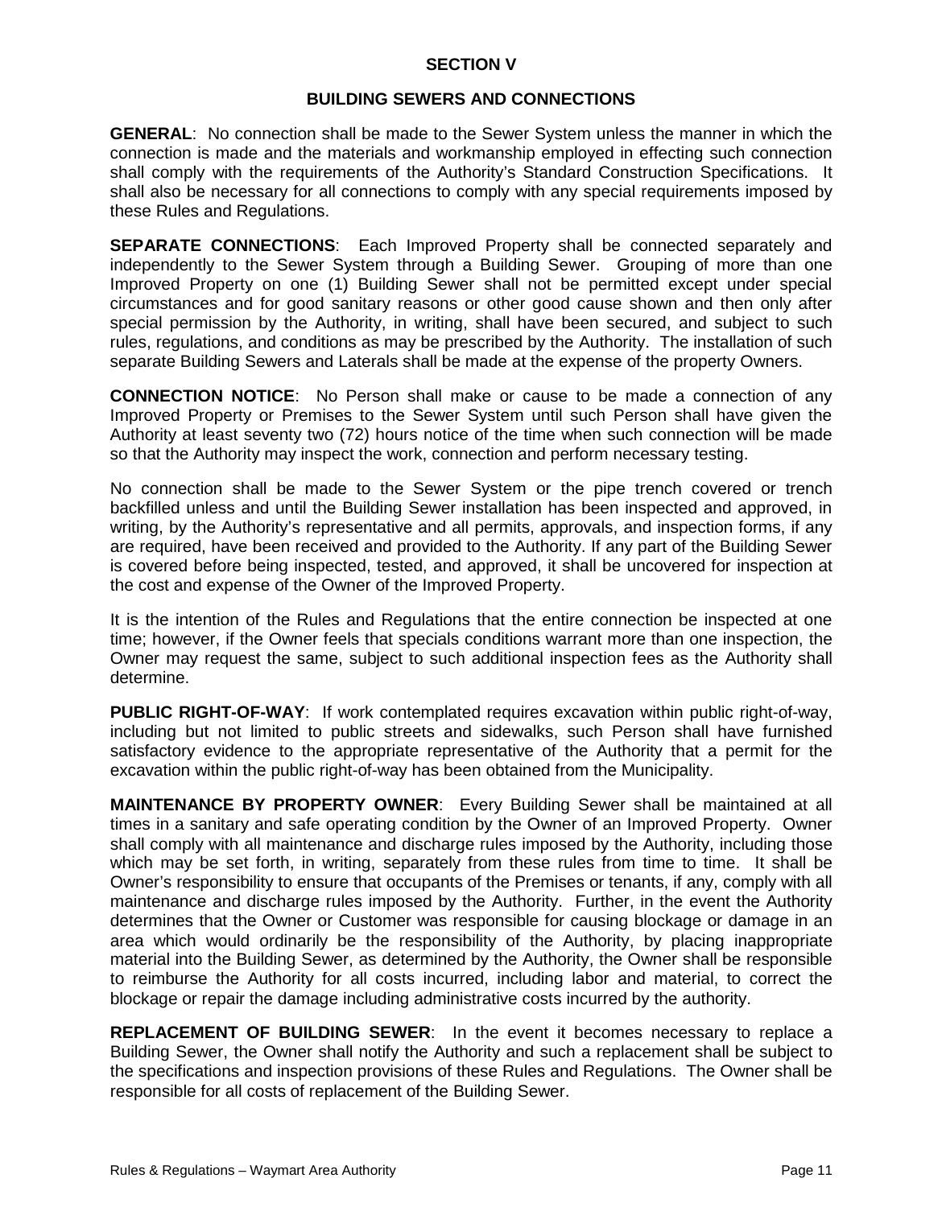# SECTION V

## BUILDING SEWERS AND CONNECTIONS

**GENERAL**: No connection shall be made to the Sewer System unless the manner in which the connection is made and the materials and workmanship employed in effecting such connection shall comply with the requirements of the Authority's Standard Construction Specifications. It shall also be necessary for all connections to comply with any special requirements imposed by these Rules and Regulations.

**SEPARATE CONNECTIONS**: Each Improved Property shall be connected separately and independently to the Sewer System through a Building Sewer. Grouping of more than one Improved Property on one (1) Building Sewer shall not be permitted except under special circumstances and for good sanitary reasons or other good cause shown and then only after special permission by the Authority, in writing, shall have been secured, and subject to such rules, regulations, and conditions as may be prescribed by the Authority. The installation of such separate Building Sewers and Laterals shall be made at the expense of the property Owners.

**CONNECTION NOTICE**: No Person shall make or cause to be made a connection of any Improved Property or Premises to the Sewer System until such Person shall have given the Authority at least seventy two (72) hours notice of the time when such connection will be made so that the Authority may inspect the work, connection and perform necessary testing.

No connection shall be made to the Sewer System or the pipe trench covered or trench backfilled unless and until the Building Sewer installation has been inspected and approved, in writing, by the Authority's representative and all permits, approvals, and inspection forms, if any are required, have been received and provided to the Authority. If any part of the Building Sewer is covered before being inspected, tested, and approved, it shall be uncovered for inspection at the cost and expense of the Owner of the Improved Property.

It is the intention of the Rules and Regulations that the entire connection be inspected at one time; however, if the Owner feels that specials conditions warrant more than one inspection, the Owner may request the same, subject to such additional inspection fees as the Authority shall determine.

**PUBLIC RIGHT-OF-WAY**: If work contemplated requires excavation within public right-of-way, including but not limited to public streets and sidewalks, such Person shall have furnished satisfactory evidence to the appropriate representative of the Authority that a permit for the excavation within the public right-of-way has been obtained from the Municipality.

**MAINTENANCE BY PROPERTY OWNER**: Every Building Sewer shall be maintained at all times in a sanitary and safe operating condition by the Owner of an Improved Property. Owner shall comply with all maintenance and discharge rules imposed by the Authority, including those which may be set forth, in writing, separately from these rules from time to time. It shall be Owner's responsibility to ensure that occupants of the Premises or tenants, if any, comply with all maintenance and discharge rules imposed by the Authority. Further, in the event the Authority determines that the Owner or Customer was responsible for causing blockage or damage in an area which would ordinarily be the responsibility of the Authority, by placing inappropriate material into the Building Sewer, as determined by the Authority, the Owner shall be responsible to reimburse the Authority for all costs incurred, including labor and material, to correct the blockage or repair the damage including administrative costs incurred by the authority.

**REPLACEMENT OF BUILDING SEWER**: In the event it becomes necessary to replace a Building Sewer, the Owner shall notify the Authority and such a replacement shall be subject to the specifications and inspection provisions of these Rules and Regulations. The Owner shall be responsible for all costs of replacement of the Building Sewer.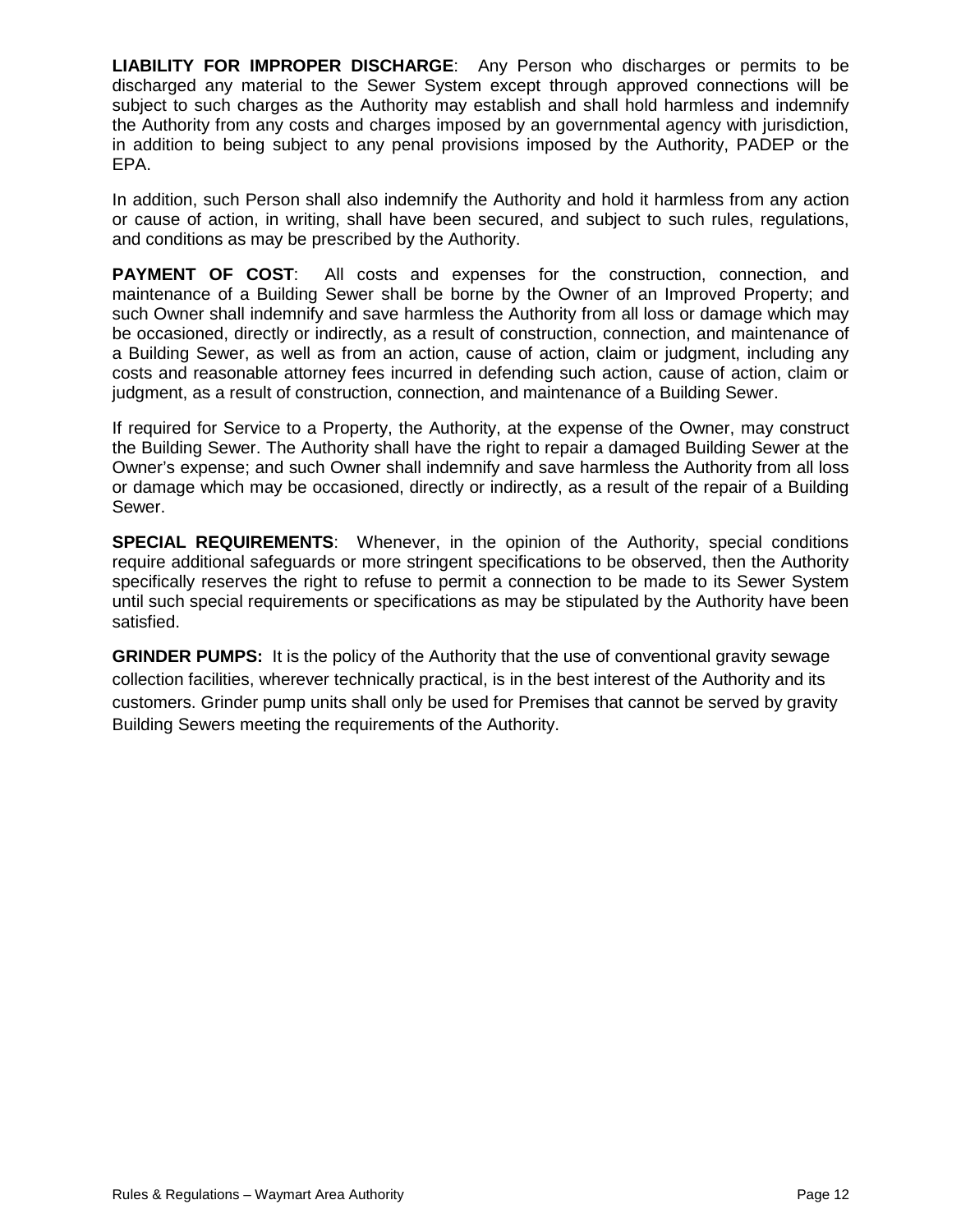**LIABILITY FOR IMPROPER DISCHARGE**: Any Person who discharges or permits to be discharged any material to the Sewer System except through approved connections will be subject to such charges as the Authority may establish and shall hold harmless and indemnify the Authority from any costs and charges imposed by an governmental agency with jurisdiction, in addition to being subject to any penal provisions imposed by the Authority, PADEP or the EPA.

In addition, such Person shall also indemnify the Authority and hold it harmless from any action or cause of action, in writing, shall have been secured, and subject to such rules, regulations, and conditions as may be prescribed by the Authority.

**PAYMENT OF COST**: All costs and expenses for the construction, connection, and maintenance of a Building Sewer shall be borne by the Owner of an Improved Property; and such Owner shall indemnify and save harmless the Authority from all loss or damage which may be occasioned, directly or indirectly, as a result of construction, connection, and maintenance of a Building Sewer, as well as from an action, cause of action, claim or judgment, including any costs and reasonable attorney fees incurred in defending such action, cause of action, claim or judgment, as a result of construction, connection, and maintenance of a Building Sewer.

If required for Service to a Property, the Authority, at the expense of the Owner, may construct the Building Sewer. The Authority shall have the right to repair a damaged Building Sewer at the Owner's expense; and such Owner shall indemnify and save harmless the Authority from all loss or damage which may be occasioned, directly or indirectly, as a result of the repair of a Building Sewer.

**SPECIAL REQUIREMENTS**: Whenever, in the opinion of the Authority, special conditions require additional safeguards or more stringent specifications to be observed, then the Authority specifically reserves the right to refuse to permit a connection to be made to its Sewer System until such special requirements or specifications as may be stipulated by the Authority have been satisfied.

**GRINDER PUMPS:** It is the policy of the Authority that the use of conventional gravity sewage collection facilities, wherever technically practical, is in the best interest of the Authority and its customers. Grinder pump units shall only be used for Premises that cannot be served by gravity Building Sewers meeting the requirements of the Authority.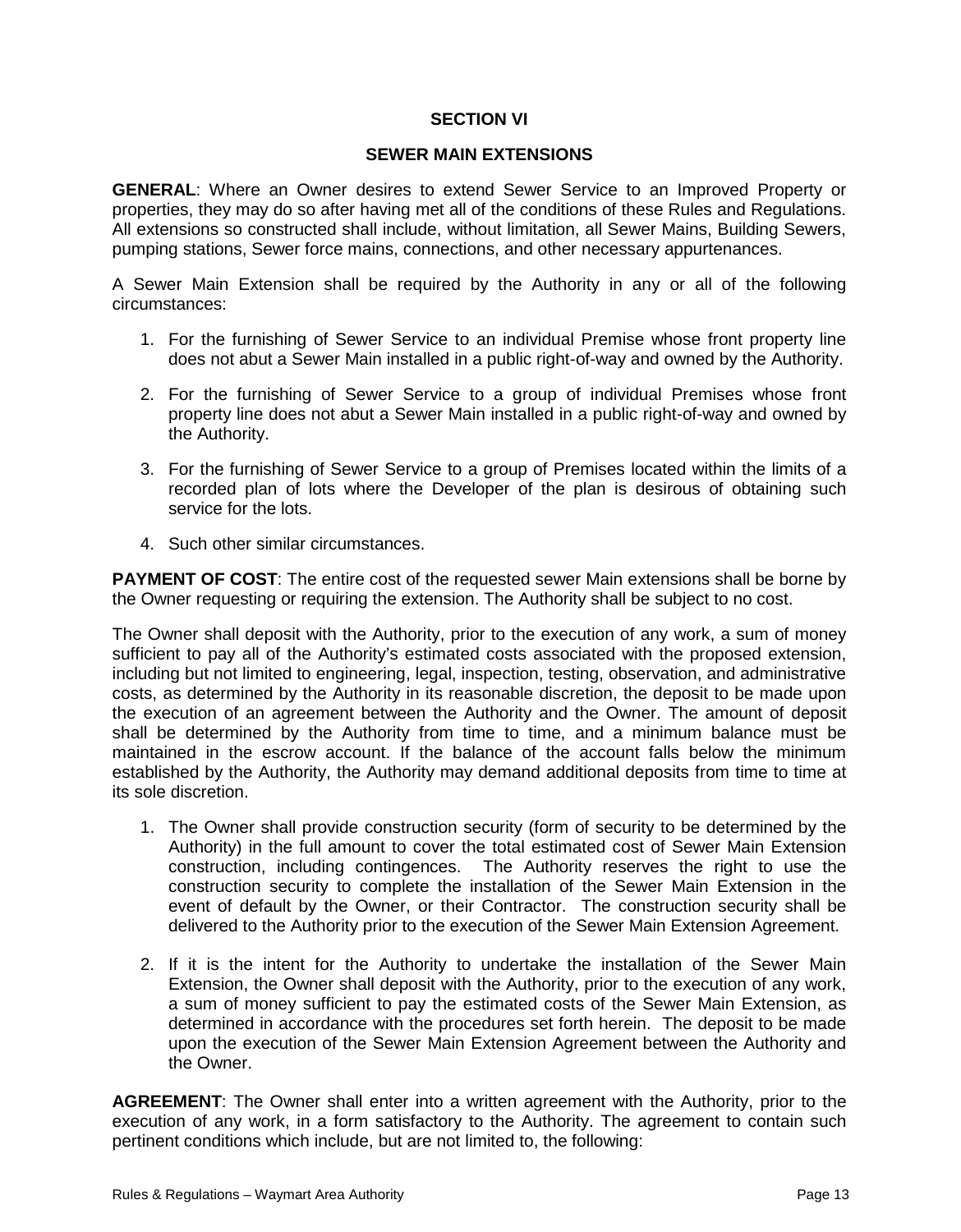## SECTION VI

## SEWER MAIN EXTENSIONS

**GENERAL**: Where an Owner desires to extend Sewer Service to an Improved Property or properties, they may do so after having met all of the conditions of these Rules and Regulations. All extensions so constructed shall include, without limitation, all Sewer Mains, Building Sewers, pumping stations, Sewer force mains, connections, and other necessary appurtenances.

A Sewer Main Extension shall be required by the Authority in any or all of the following circumstances:

1. For the furnishing of Sewer Service to an individual Premise whose front property line does not abut a Sewer Main installed in a public right-of-way and owned by the Authority.
2. For the furnishing of Sewer Service to a group of individual Premises whose front property line does not abut a Sewer Main installed in a public right-of-way and owned by the Authority.
3. For the furnishing of Sewer Service to a group of Premises located within the limits of a recorded plan of lots where the Developer of the plan is desirous of obtaining such service for the lots.
4. Such other similar circumstances.

**PAYMENT OF COST**: The entire cost of the requested sewer Main extensions shall be borne by the Owner requesting or requiring the extension. The Authority shall be subject to no cost.

The Owner shall deposit with the Authority, prior to the execution of any work, a sum of money sufficient to pay all of the Authority's estimated costs associated with the proposed extension, including but not limited to engineering, legal, inspection, testing, observation, and administrative costs, as determined by the Authority in its reasonable discretion, the deposit to be made upon the execution of an agreement between the Authority and the Owner. The amount of deposit shall be determined by the Authority from time to time, and a minimum balance must be maintained in the escrow account. If the balance of the account falls below the minimum established by the Authority, the Authority may demand additional deposits from time to time at its sole discretion.

1. The Owner shall provide construction security (form of security to be determined by the Authority) in the full amount to cover the total estimated cost of Sewer Main Extension construction, including contingences. The Authority reserves the right to use the construction security to complete the installation of the Sewer Main Extension in the event of default by the Owner, or their Contractor. The construction security shall be delivered to the Authority prior to the execution of the Sewer Main Extension Agreement.
2. If it is the intent for the Authority to undertake the installation of the Sewer Main Extension, the Owner shall deposit with the Authority, prior to the execution of any work, a sum of money sufficient to pay the estimated costs of the Sewer Main Extension, as determined in accordance with the procedures set forth herein. The deposit to be made upon the execution of the Sewer Main Extension Agreement between the Authority and the Owner.

**AGREEMENT**: The Owner shall enter into a written agreement with the Authority, prior to the execution of any work, in a form satisfactory to the Authority. The agreement to contain such pertinent conditions which include, but are not limited to, the following: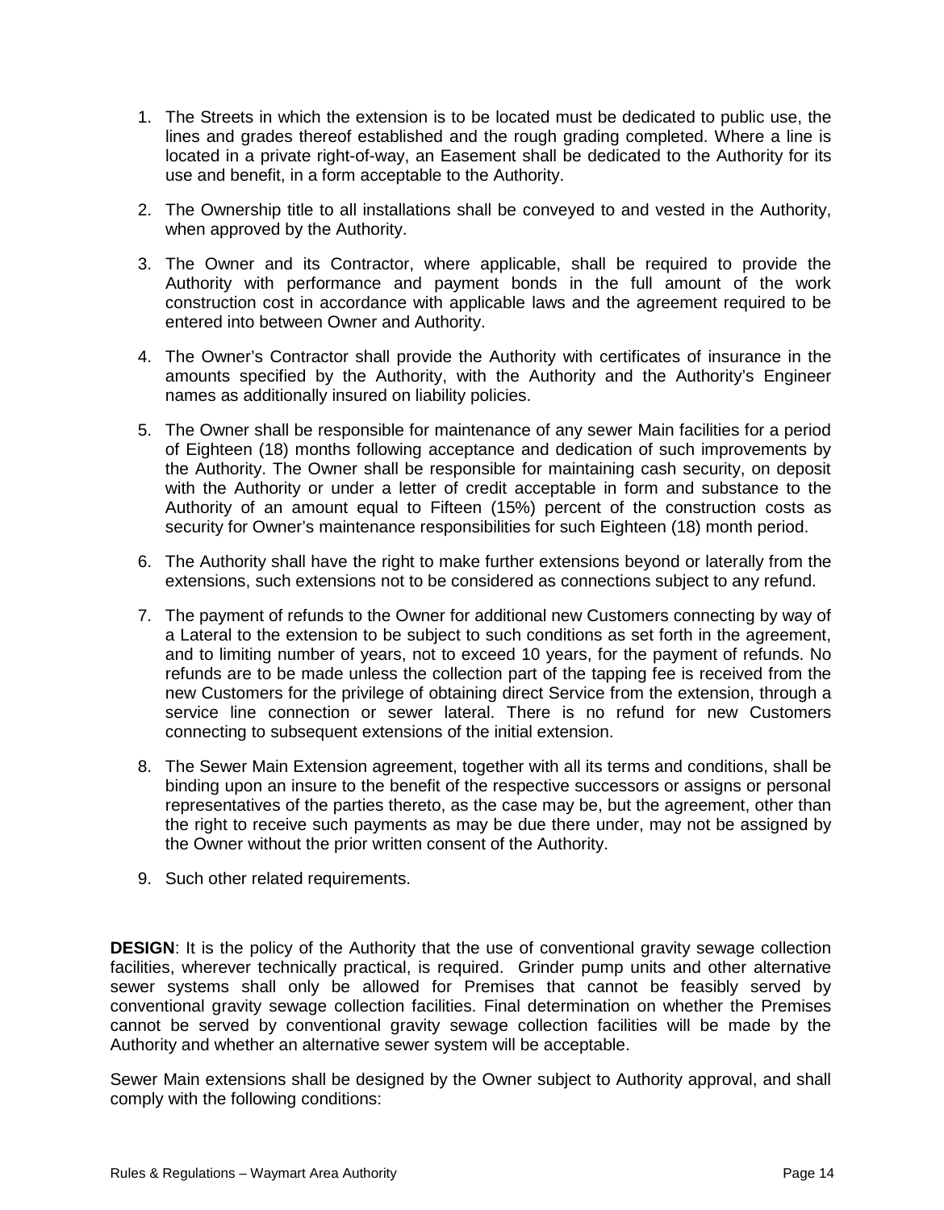1. The Streets in which the extension is to be located must be dedicated to public use, the lines and grades thereof established and the rough grading completed. Where a line is located in a private right-of-way, an Easement shall be dedicated to the Authority for its use and benefit, in a form acceptable to the Authority.

2. The Ownership title to all installations shall be conveyed to and vested in the Authority, when approved by the Authority.

3. The Owner and its Contractor, where applicable, shall be required to provide the Authority with performance and payment bonds in the full amount of the work construction cost in accordance with applicable laws and the agreement required to be entered into between Owner and Authority.

4. The Owner's Contractor shall provide the Authority with certificates of insurance in the amounts specified by the Authority, with the Authority and the Authority's Engineer names as additionally insured on liability policies.

5. The Owner shall be responsible for maintenance of any sewer Main facilities for a period of Eighteen (18) months following acceptance and dedication of such improvements by the Authority. The Owner shall be responsible for maintaining cash security, on deposit with the Authority or under a letter of credit acceptable in form and substance to the Authority of an amount equal to Fifteen (15%) percent of the construction costs as security for Owner's maintenance responsibilities for such Eighteen (18) month period.

6. The Authority shall have the right to make further extensions beyond or laterally from the extensions, such extensions not to be considered as connections subject to any refund.

7. The payment of refunds to the Owner for additional new Customers connecting by way of a Lateral to the extension to be subject to such conditions as set forth in the agreement, and to limiting number of years, not to exceed 10 years, for the payment of refunds. No refunds are to be made unless the collection part of the tapping fee is received from the new Customers for the privilege of obtaining direct Service from the extension, through a service line connection or sewer lateral. There is no refund for new Customers connecting to subsequent extensions of the initial extension.

8. The Sewer Main Extension agreement, together with all its terms and conditions, shall be binding upon an insure to the benefit of the respective successors or assigns or personal representatives of the parties thereto, as the case may be, but the agreement, other than the right to receive such payments as may be due there under, may not be assigned by the Owner without the prior written consent of the Authority.

9. Such other related requirements.

**DESIGN**: It is the policy of the Authority that the use of conventional gravity sewage collection facilities, wherever technically practical, is required. Grinder pump units and other alternative sewer systems shall only be allowed for Premises that cannot be feasibly served by conventional gravity sewage collection facilities. Final determination on whether the Premises cannot be served by conventional gravity sewage collection facilities will be made by the Authority and whether an alternative sewer system will be acceptable.

Sewer Main extensions shall be designed by the Owner subject to Authority approval, and shall comply with the following conditions: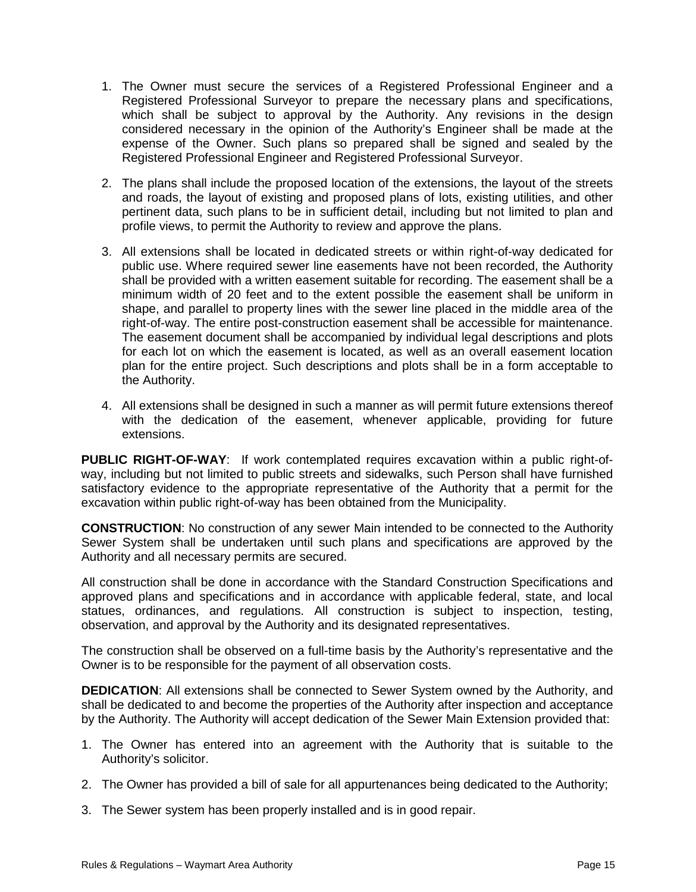1. The Owner must secure the services of a Registered Professional Engineer and a Registered Professional Surveyor to prepare the necessary plans and specifications, which shall be subject to approval by the Authority. Any revisions in the design considered necessary in the opinion of the Authority's Engineer shall be made at the expense of the Owner. Such plans so prepared shall be signed and sealed by the Registered Professional Engineer and Registered Professional Surveyor.

2. The plans shall include the proposed location of the extensions, the layout of the streets and roads, the layout of existing and proposed plans of lots, existing utilities, and other pertinent data, such plans to be in sufficient detail, including but not limited to plan and profile views, to permit the Authority to review and approve the plans.

3. All extensions shall be located in dedicated streets or within right-of-way dedicated for public use. Where required sewer line easements have not been recorded, the Authority shall be provided with a written easement suitable for recording. The easement shall be a minimum width of 20 feet and to the extent possible the easement shall be uniform in shape, and parallel to property lines with the sewer line placed in the middle area of the right-of-way. The entire post-construction easement shall be accessible for maintenance. The easement document shall be accompanied by individual legal descriptions and plots for each lot on which the easement is located, as well as an overall easement location plan for the entire project. Such descriptions and plots shall be in a form acceptable to the Authority.

4. All extensions shall be designed in such a manner as will permit future extensions thereof with the dedication of the easement, whenever applicable, providing for future extensions.

**PUBLIC RIGHT-OF-WAY**: If work contemplated requires excavation within a public right-of-way, including but not limited to public streets and sidewalks, such Person shall have furnished satisfactory evidence to the appropriate representative of the Authority that a permit for the excavation within public right-of-way has been obtained from the Municipality.

**CONSTRUCTION**: No construction of any sewer Main intended to be connected to the Authority Sewer System shall be undertaken until such plans and specifications are approved by the Authority and all necessary permits are secured.

All construction shall be done in accordance with the Standard Construction Specifications and approved plans and specifications and in accordance with applicable federal, state, and local statues, ordinances, and regulations. All construction is subject to inspection, testing, observation, and approval by the Authority and its designated representatives.

The construction shall be observed on a full-time basis by the Authority's representative and the Owner is to be responsible for the payment of all observation costs.

**DEDICATION**: All extensions shall be connected to Sewer System owned by the Authority, and shall be dedicated to and become the properties of the Authority after inspection and acceptance by the Authority. The Authority will accept dedication of the Sewer Main Extension provided that:

1. The Owner has entered into an agreement with the Authority that is suitable to the Authority's solicitor.

2. The Owner has provided a bill of sale for all appurtenances being dedicated to the Authority;

3. The Sewer system has been properly installed and is in good repair.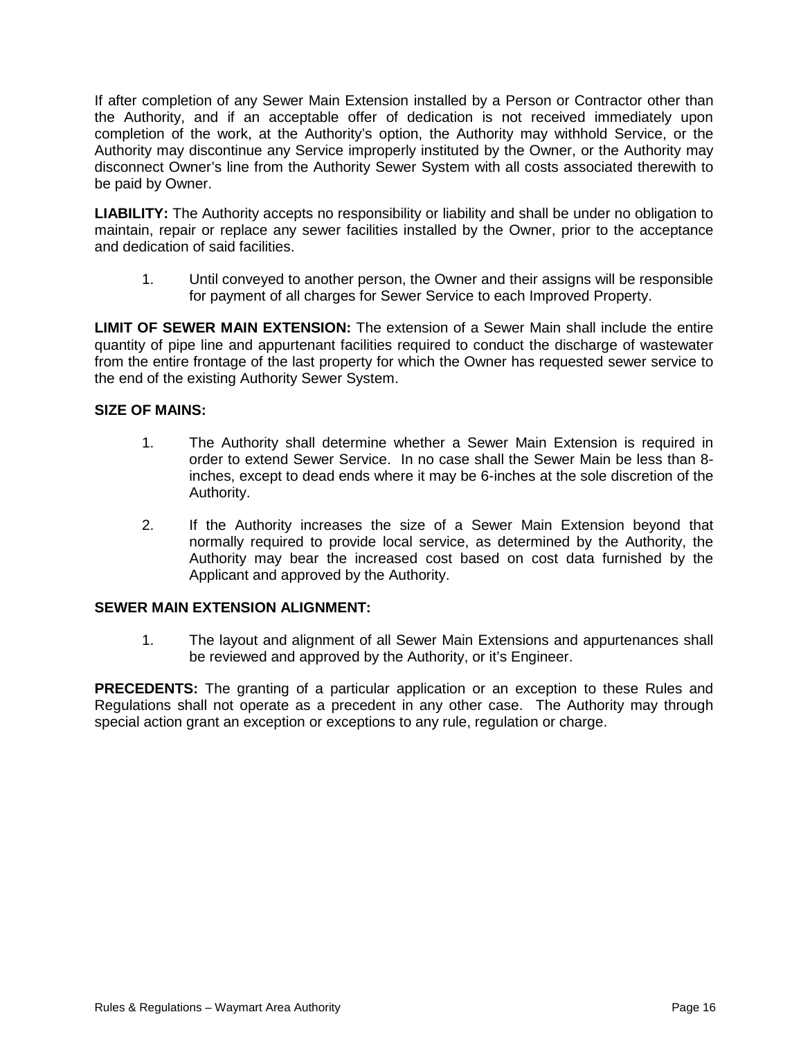If after completion of any Sewer Main Extension installed by a Person or Contractor other than the Authority, and if an acceptable offer of dedication is not received immediately upon completion of the work, at the Authority's option, the Authority may withhold Service, or the Authority may discontinue any Service improperly instituted by the Owner, or the Authority may disconnect Owner's line from the Authority Sewer System with all costs associated therewith to be paid by Owner.

**LIABILITY:** The Authority accepts no responsibility or liability and shall be under no obligation to maintain, repair or replace any sewer facilities installed by the Owner, prior to the acceptance and dedication of said facilities.

1. Until conveyed to another person, the Owner and their assigns will be responsible for payment of all charges for Sewer Service to each Improved Property.

**LIMIT OF SEWER MAIN EXTENSION:** The extension of a Sewer Main shall include the entire quantity of pipe line and appurtenant facilities required to conduct the discharge of wastewater from the entire frontage of the last property for which the Owner has requested sewer service to the end of the existing Authority Sewer System.

**SIZE OF MAINS:**

1. The Authority shall determine whether a Sewer Main Extension is required in order to extend Sewer Service. In no case shall the Sewer Main be less than 8-inches, except to dead ends where it may be 6-inches at the sole discretion of the Authority.

2. If the Authority increases the size of a Sewer Main Extension beyond that normally required to provide local service, as determined by the Authority, the Authority may bear the increased cost based on cost data furnished by the Applicant and approved by the Authority.

**SEWER MAIN EXTENSION ALIGNMENT:**

1. The layout and alignment of all Sewer Main Extensions and appurtenances shall be reviewed and approved by the Authority, or it's Engineer.

**PRECEDENTS:** The granting of a particular application or an exception to these Rules and Regulations shall not operate as a precedent in any other case. The Authority may through special action grant an exception or exceptions to any rule, regulation or charge.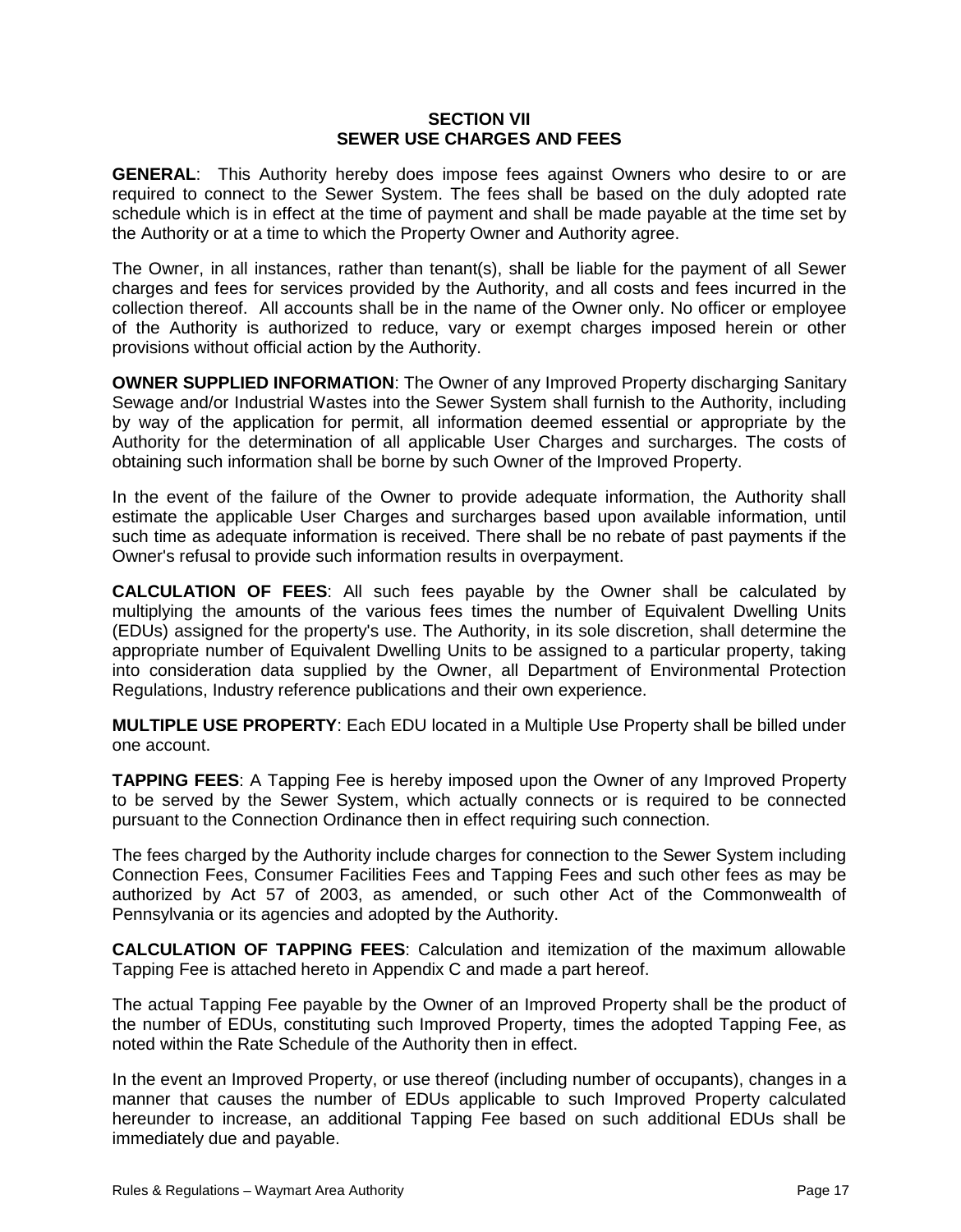## SECTION VII
## SEWER USE CHARGES AND FEES

**GENERAL**: This Authority hereby does impose fees against Owners who desire to or are required to connect to the Sewer System. The fees shall be based on the duly adopted rate schedule which is in effect at the time of payment and shall be made payable at the time set by the Authority or at a time to which the Property Owner and Authority agree.

The Owner, in all instances, rather than tenant(s), shall be liable for the payment of all Sewer charges and fees for services provided by the Authority, and all costs and fees incurred in the collection thereof. All accounts shall be in the name of the Owner only. No officer or employee of the Authority is authorized to reduce, vary or exempt charges imposed herein or other provisions without official action by the Authority.

**OWNER SUPPLIED INFORMATION**: The Owner of any Improved Property discharging Sanitary Sewage and/or Industrial Wastes into the Sewer System shall furnish to the Authority, including by way of the application for permit, all information deemed essential or appropriate by the Authority for the determination of all applicable User Charges and surcharges. The costs of obtaining such information shall be borne by such Owner of the Improved Property.

In the event of the failure of the Owner to provide adequate information, the Authority shall estimate the applicable User Charges and surcharges based upon available information, until such time as adequate information is received. There shall be no rebate of past payments if the Owner's refusal to provide such information results in overpayment.

**CALCULATION OF FEES**: All such fees payable by the Owner shall be calculated by multiplying the amounts of the various fees times the number of Equivalent Dwelling Units (EDUs) assigned for the property's use. The Authority, in its sole discretion, shall determine the appropriate number of Equivalent Dwelling Units to be assigned to a particular property, taking into consideration data supplied by the Owner, all Department of Environmental Protection Regulations, Industry reference publications and their own experience.

**MULTIPLE USE PROPERTY**: Each EDU located in a Multiple Use Property shall be billed under one account.

**TAPPING FEES**: A Tapping Fee is hereby imposed upon the Owner of any Improved Property to be served by the Sewer System, which actually connects or is required to be connected pursuant to the Connection Ordinance then in effect requiring such connection.

The fees charged by the Authority include charges for connection to the Sewer System including Connection Fees, Consumer Facilities Fees and Tapping Fees and such other fees as may be authorized by Act 57 of 2003, as amended, or such other Act of the Commonwealth of Pennsylvania or its agencies and adopted by the Authority.

**CALCULATION OF TAPPING FEES**: Calculation and itemization of the maximum allowable Tapping Fee is attached hereto in Appendix C and made a part hereof.

The actual Tapping Fee payable by the Owner of an Improved Property shall be the product of the number of EDUs, constituting such Improved Property, times the adopted Tapping Fee, as noted within the Rate Schedule of the Authority then in effect.

In the event an Improved Property, or use thereof (including number of occupants), changes in a manner that causes the number of EDUs applicable to such Improved Property calculated hereunder to increase, an additional Tapping Fee based on such additional EDUs shall be immediately due and payable.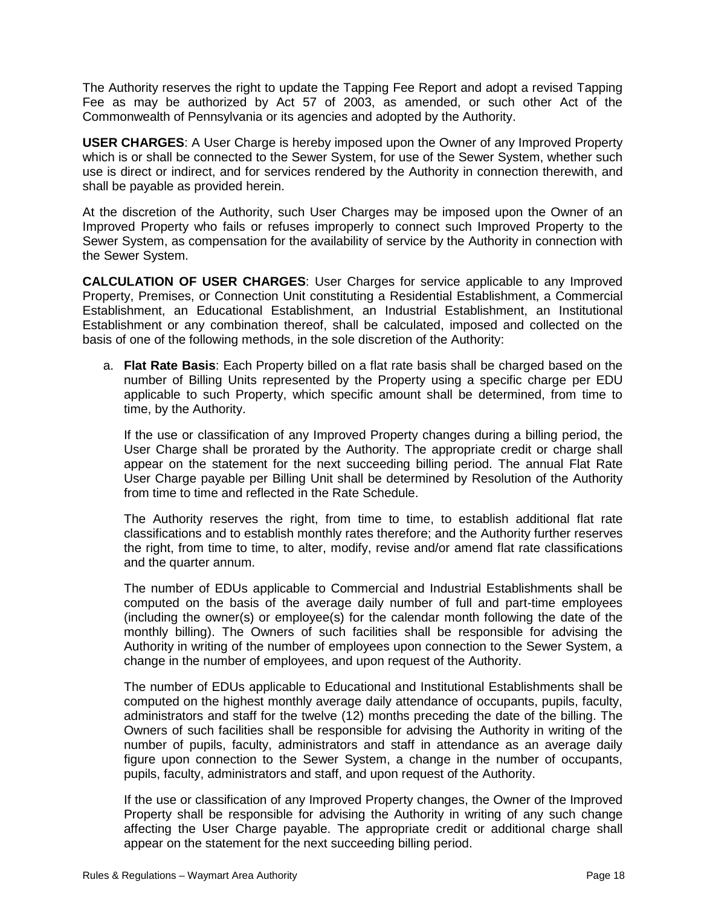The Authority reserves the right to update the Tapping Fee Report and adopt a revised Tapping Fee as may be authorized by Act 57 of 2003, as amended, or such other Act of the Commonwealth of Pennsylvania or its agencies and adopted by the Authority.

**USER CHARGES**: A User Charge is hereby imposed upon the Owner of any Improved Property which is or shall be connected to the Sewer System, for use of the Sewer System, whether such use is direct or indirect, and for services rendered by the Authority in connection therewith, and shall be payable as provided herein.

At the discretion of the Authority, such User Charges may be imposed upon the Owner of an Improved Property who fails or refuses improperly to connect such Improved Property to the Sewer System, as compensation for the availability of service by the Authority in connection with the Sewer System.

**CALCULATION OF USER CHARGES**: User Charges for service applicable to any Improved Property, Premises, or Connection Unit constituting a Residential Establishment, a Commercial Establishment, an Educational Establishment, an Industrial Establishment, an Institutional Establishment or any combination thereof, shall be calculated, imposed and collected on the basis of one of the following methods, in the sole discretion of the Authority:

a. **Flat Rate Basis**: Each Property billed on a flat rate basis shall be charged based on the number of Billing Units represented by the Property using a specific charge per EDU applicable to such Property, which specific amount shall be determined, from time to time, by the Authority.

   If the use or classification of any Improved Property changes during a billing period, the User Charge shall be prorated by the Authority. The appropriate credit or charge shall appear on the statement for the next succeeding billing period. The annual Flat Rate User Charge payable per Billing Unit shall be determined by Resolution of the Authority from time to time and reflected in the Rate Schedule.

   The Authority reserves the right, from time to time, to establish additional flat rate classifications and to establish monthly rates therefore; and the Authority further reserves the right, from time to time, to alter, modify, revise and/or amend flat rate classifications and the quarter annum.

   The number of EDUs applicable to Commercial and Industrial Establishments shall be computed on the basis of the average daily number of full and part-time employees (including the owner(s) or employee(s) for the calendar month following the date of the monthly billing). The Owners of such facilities shall be responsible for advising the Authority in writing of the number of employees upon connection to the Sewer System, a change in the number of employees, and upon request of the Authority.

   The number of EDUs applicable to Educational and Institutional Establishments shall be computed on the highest monthly average daily attendance of occupants, pupils, faculty, administrators and staff for the twelve (12) months preceding the date of the billing. The Owners of such facilities shall be responsible for advising the Authority in writing of the number of pupils, faculty, administrators and staff in attendance as an average daily figure upon connection to the Sewer System, a change in the number of occupants, pupils, faculty, administrators and staff, and upon request of the Authority.

   If the use or classification of any Improved Property changes, the Owner of the Improved Property shall be responsible for advising the Authority in writing of any such change affecting the User Charge payable. The appropriate credit or additional charge shall appear on the statement for the next succeeding billing period.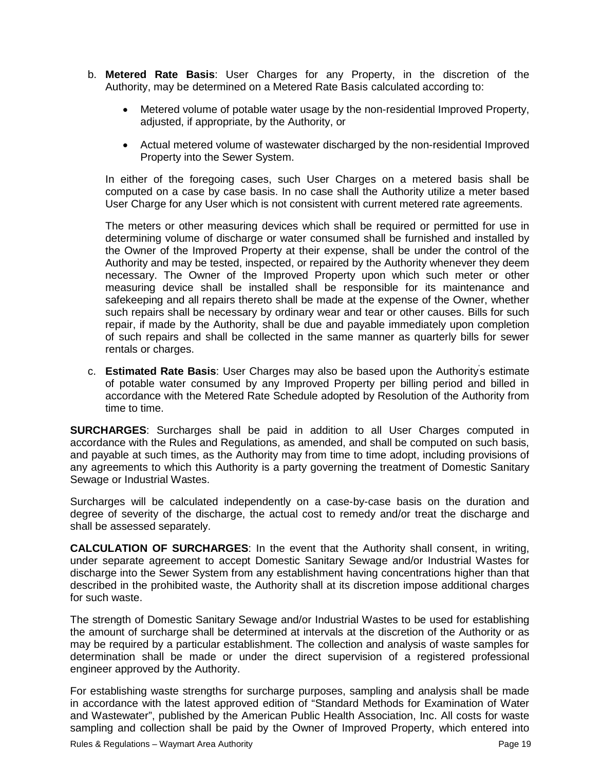b. **Metered Rate Basis**: User Charges for any Property, in the discretion of the Authority, may be determined on a Metered Rate Basis calculated according to:

   - Metered volume of potable water usage by the non-residential Improved Property, adjusted, if appropriate, by the Authority, or

   - Actual metered volume of wastewater discharged by the non-residential Improved Property into the Sewer System.

   In either of the foregoing cases, such User Charges on a metered basis shall be computed on a case by case basis. In no case shall the Authority utilize a meter based User Charge for any User which is not consistent with current metered rate agreements.

   The meters or other measuring devices which shall be required or permitted for use in determining volume of discharge or water consumed shall be furnished and installed by the Owner of the Improved Property at their expense, shall be under the control of the Authority and may be tested, inspected, or repaired by the Authority whenever they deem necessary. The Owner of the Improved Property upon which such meter or other measuring device shall be installed shall be responsible for its maintenance and safekeeping and all repairs thereto shall be made at the expense of the Owner, whether such repairs shall be necessary by ordinary wear and tear or other causes. Bills for such repair, if made by the Authority, shall be due and payable immediately upon completion of such repairs and shall be collected in the same manner as quarterly bills for sewer rentals or charges.

c. **Estimated Rate Basis**: User Charges may also be based upon the Authority's estimate of potable water consumed by any Improved Property per billing period and billed in accordance with the Metered Rate Schedule adopted by Resolution of the Authority from time to time.

**SURCHARGES**: Surcharges shall be paid in addition to all User Charges computed in accordance with the Rules and Regulations, as amended, and shall be computed on such basis, and payable at such times, as the Authority may from time to time adopt, including provisions of any agreements to which this Authority is a party governing the treatment of Domestic Sanitary Sewage or Industrial Wastes.

Surcharges will be calculated independently on a case-by-case basis on the duration and degree of severity of the discharge, the actual cost to remedy and/or treat the discharge and shall be assessed separately.

**CALCULATION OF SURCHARGES**: In the event that the Authority shall consent, in writing, under separate agreement to accept Domestic Sanitary Sewage and/or Industrial Wastes for discharge into the Sewer System from any establishment having concentrations higher than that described in the prohibited waste, the Authority shall at its discretion impose additional charges for such waste.

The strength of Domestic Sanitary Sewage and/or Industrial Wastes to be used for establishing the amount of surcharge shall be determined at intervals at the discretion of the Authority or as may be required by a particular establishment. The collection and analysis of waste samples for determination shall be made or under the direct supervision of a registered professional engineer approved by the Authority.

For establishing waste strengths for surcharge purposes, sampling and analysis shall be made in accordance with the latest approved edition of "Standard Methods for Examination of Water and Wastewater", published by the American Public Health Association, Inc. All costs for waste sampling and collection shall be paid by the Owner of Improved Property, which entered into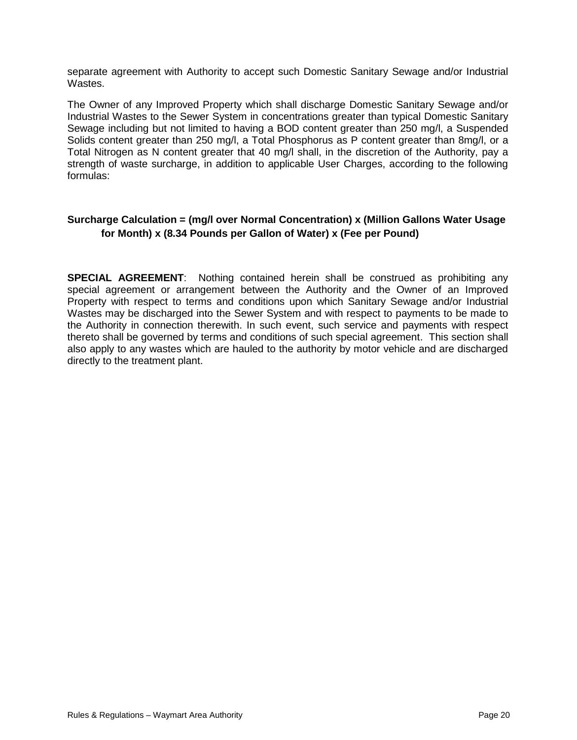separate agreement with Authority to accept such Domestic Sanitary Sewage and/or Industrial Wastes.

The Owner of any Improved Property which shall discharge Domestic Sanitary Sewage and/or Industrial Wastes to the Sewer System in concentrations greater than typical Domestic Sanitary Sewage including but not limited to having a BOD content greater than 250 mg/l, a Suspended Solids content greater than 250 mg/l, a Total Phosphorus as P content greater than 8mg/l, or a Total Nitrogen as N content greater that 40 mg/l shall, in the discretion of the Authority, pay a strength of waste surcharge, in addition to applicable User Charges, according to the following formulas:

**Surcharge Calculation = (mg/l over Normal Concentration) x (Million Gallons Water Usage for Month) x (8.34 Pounds per Gallon of Water) x (Fee per Pound)**

**SPECIAL AGREEMENT**: Nothing contained herein shall be construed as prohibiting any special agreement or arrangement between the Authority and the Owner of an Improved Property with respect to terms and conditions upon which Sanitary Sewage and/or Industrial Wastes may be discharged into the Sewer System and with respect to payments to be made to the Authority in connection therewith. In such event, such service and payments with respect thereto shall be governed by terms and conditions of such special agreement. This section shall also apply to any wastes which are hauled to the authority by motor vehicle and are discharged directly to the treatment plant.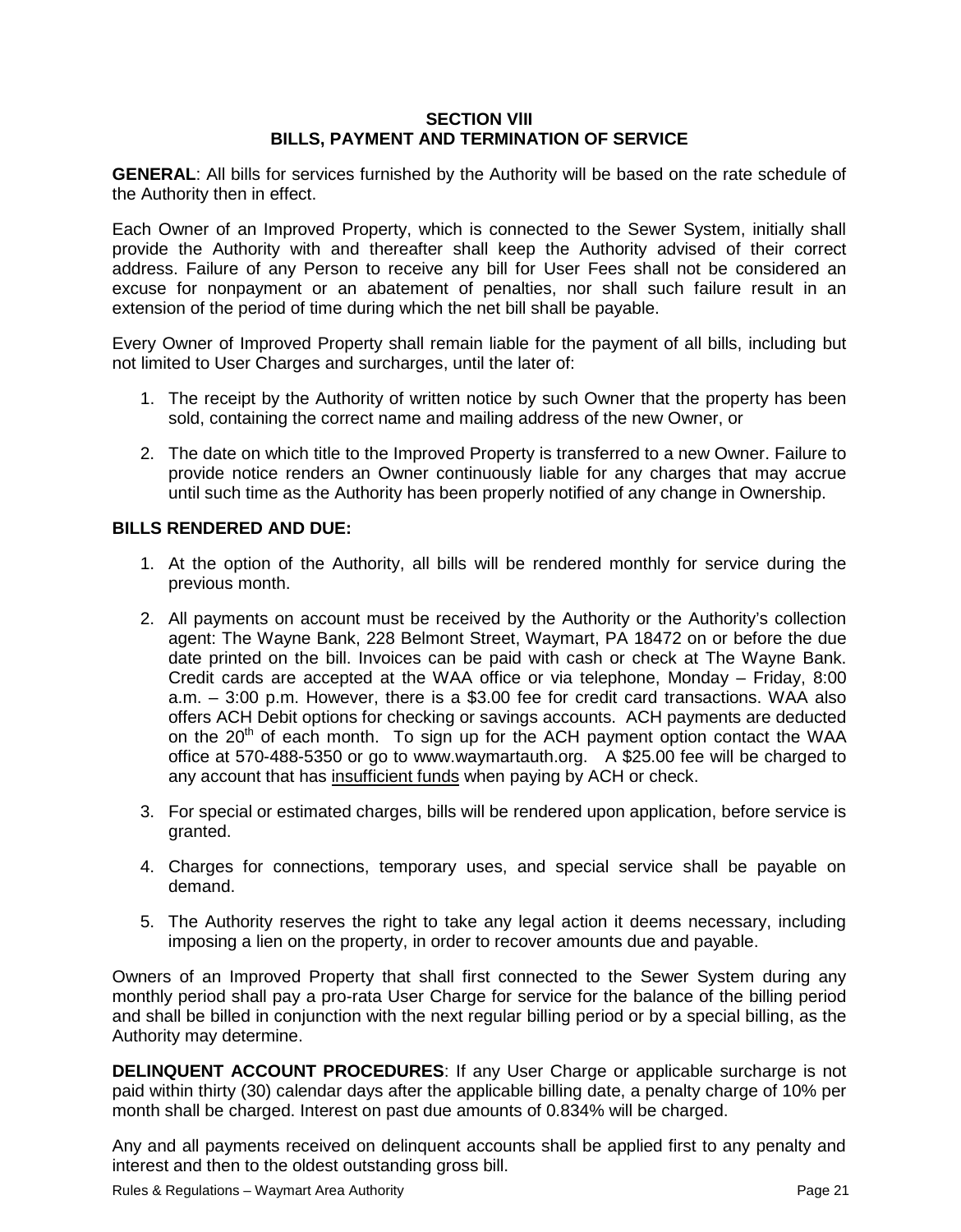## SECTION VIII
## BILLS, PAYMENT AND TERMINATION OF SERVICE

**GENERAL**: All bills for services furnished by the Authority will be based on the rate schedule of the Authority then in effect.

Each Owner of an Improved Property, which is connected to the Sewer System, initially shall provide the Authority with and thereafter shall keep the Authority advised of their correct address. Failure of any Person to receive any bill for User Fees shall not be considered an excuse for nonpayment or an abatement of penalties, nor shall such failure result in an extension of the period of time during which the net bill shall be payable.

Every Owner of Improved Property shall remain liable for the payment of all bills, including but not limited to User Charges and surcharges, until the later of:

1. The receipt by the Authority of written notice by such Owner that the property has been sold, containing the correct name and mailing address of the new Owner, or
2. The date on which title to the Improved Property is transferred to a new Owner. Failure to provide notice renders an Owner continuously liable for any charges that may accrue until such time as the Authority has been properly notified of any change in Ownership.

**BILLS RENDERED AND DUE:**

1. At the option of the Authority, all bills will be rendered monthly for service during the previous month.
2. All payments on account must be received by the Authority or the Authority's collection agent: The Wayne Bank, 228 Belmont Street, Waymart, PA 18472 on or before the due date printed on the bill. Invoices can be paid with cash or check at The Wayne Bank. Credit cards are accepted at the WAA office or via telephone, Monday – Friday, 8:00 a.m. – 3:00 p.m. However, there is a $3.00 fee for credit card transactions. WAA also offers ACH Debit options for checking or savings accounts. ACH payments are deducted on the 20th of each month. To sign up for the ACH payment option contact the WAA office at 570-488-5350 or go to www.waymartauth.org. A $25.00 fee will be charged to any account that has insufficient funds when paying by ACH or check.
3. For special or estimated charges, bills will be rendered upon application, before service is granted.
4. Charges for connections, temporary uses, and special service shall be payable on demand.
5. The Authority reserves the right to take any legal action it deems necessary, including imposing a lien on the property, in order to recover amounts due and payable.

Owners of an Improved Property that shall first connected to the Sewer System during any monthly period shall pay a pro-rata User Charge for service for the balance of the billing period and shall be billed in conjunction with the next regular billing period or by a special billing, as the Authority may determine.

**DELINQUENT ACCOUNT PROCEDURES**: If any User Charge or applicable surcharge is not paid within thirty (30) calendar days after the applicable billing date, a penalty charge of 10% per month shall be charged. Interest on past due amounts of 0.834% will be charged.

Any and all payments received on delinquent accounts shall be applied first to any penalty and interest and then to the oldest outstanding gross bill.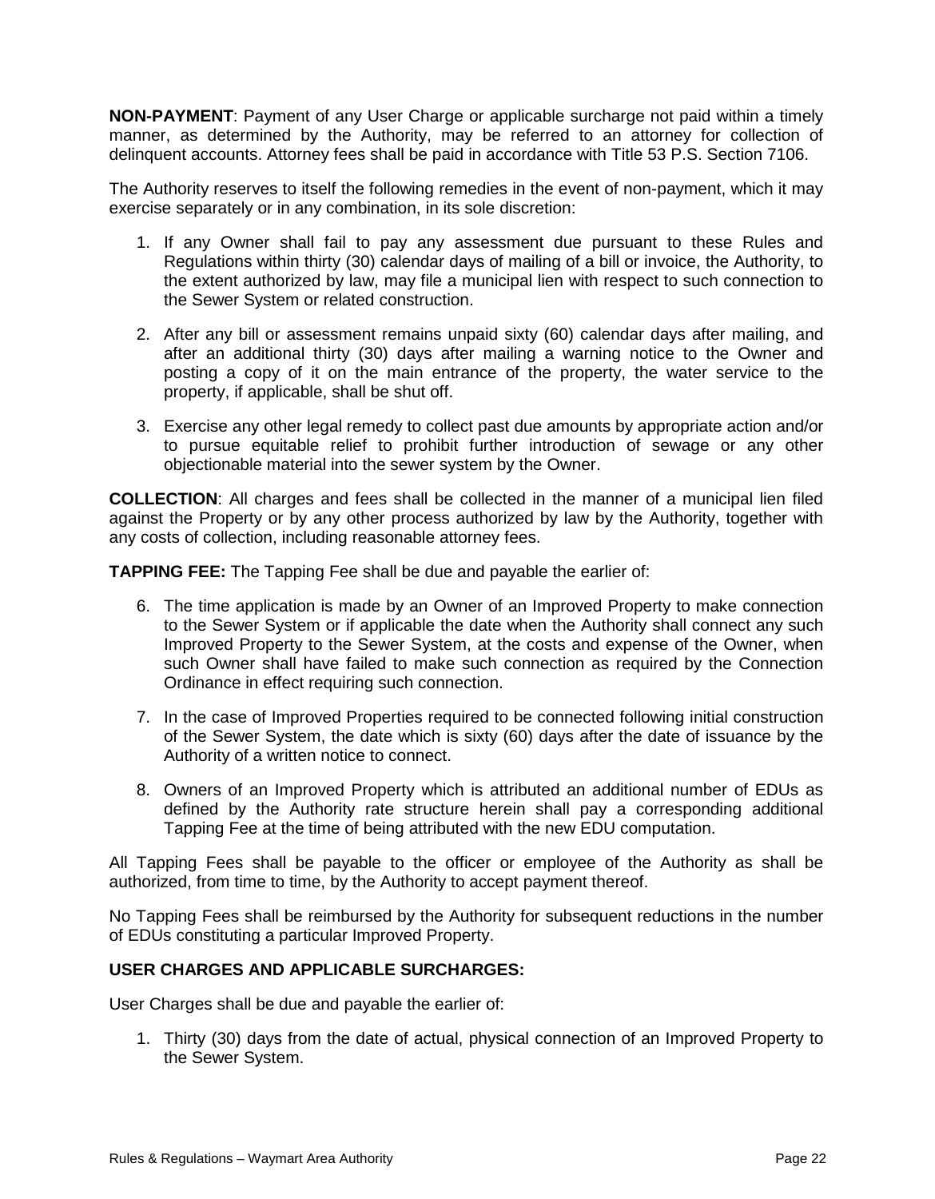**NON-PAYMENT**: Payment of any User Charge or applicable surcharge not paid within a timely manner, as determined by the Authority, may be referred to an attorney for collection of delinquent accounts. Attorney fees shall be paid in accordance with Title 53 P.S. Section 7106.

The Authority reserves to itself the following remedies in the event of non-payment, which it may exercise separately or in any combination, in its sole discretion:

1. If any Owner shall fail to pay any assessment due pursuant to these Rules and Regulations within thirty (30) calendar days of mailing of a bill or invoice, the Authority, to the extent authorized by law, may file a municipal lien with respect to such connection to the Sewer System or related construction.

2. After any bill or assessment remains unpaid sixty (60) calendar days after mailing, and after an additional thirty (30) days after mailing a warning notice to the Owner and posting a copy of it on the main entrance of the property, the water service to the property, if applicable, shall be shut off.

3. Exercise any other legal remedy to collect past due amounts by appropriate action and/or to pursue equitable relief to prohibit further introduction of sewage or any other objectionable material into the sewer system by the Owner.

**COLLECTION**: All charges and fees shall be collected in the manner of a municipal lien filed against the Property or by any other process authorized by law by the Authority, together with any costs of collection, including reasonable attorney fees.

**TAPPING FEE:** The Tapping Fee shall be due and payable the earlier of:

6. The time application is made by an Owner of an Improved Property to make connection to the Sewer System or if applicable the date when the Authority shall connect any such Improved Property to the Sewer System, at the costs and expense of the Owner, when such Owner shall have failed to make such connection as required by the Connection Ordinance in effect requiring such connection.

7. In the case of Improved Properties required to be connected following initial construction of the Sewer System, the date which is sixty (60) days after the date of issuance by the Authority of a written notice to connect.

8. Owners of an Improved Property which is attributed an additional number of EDUs as defined by the Authority rate structure herein shall pay a corresponding additional Tapping Fee at the time of being attributed with the new EDU computation.

All Tapping Fees shall be payable to the officer or employee of the Authority as shall be authorized, from time to time, by the Authority to accept payment thereof.

No Tapping Fees shall be reimbursed by the Authority for subsequent reductions in the number of EDUs constituting a particular Improved Property.

**USER CHARGES AND APPLICABLE SURCHARGES:**

User Charges shall be due and payable the earlier of:

1. Thirty (30) days from the date of actual, physical connection of an Improved Property to the Sewer System.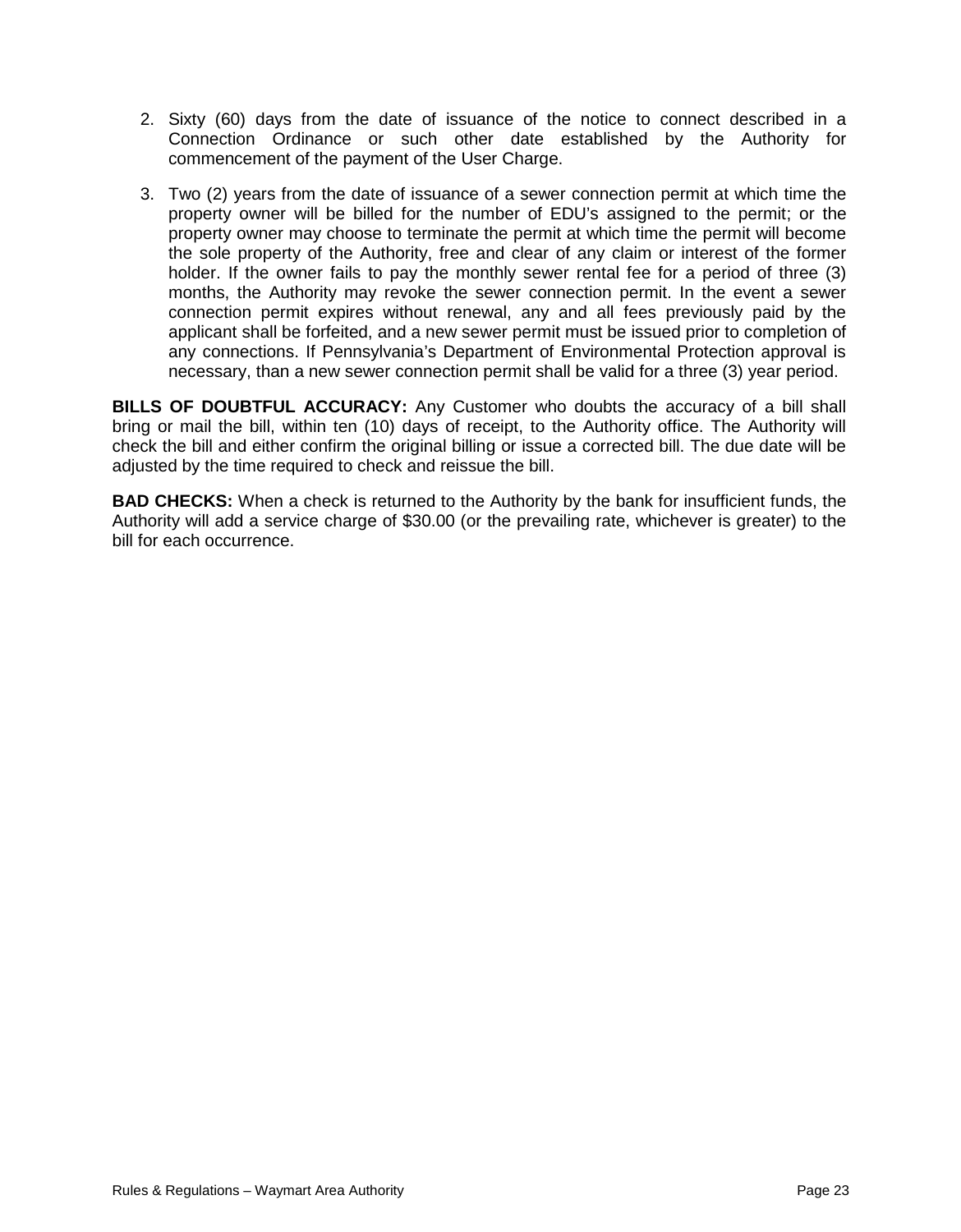2. Sixty (60) days from the date of issuance of the notice to connect described in a Connection Ordinance or such other date established by the Authority for commencement of the payment of the User Charge.

3. Two (2) years from the date of issuance of a sewer connection permit at which time the property owner will be billed for the number of EDU's assigned to the permit; or the property owner may choose to terminate the permit at which time the permit will become the sole property of the Authority, free and clear of any claim or interest of the former holder. If the owner fails to pay the monthly sewer rental fee for a period of three (3) months, the Authority may revoke the sewer connection permit. In the event a sewer connection permit expires without renewal, any and all fees previously paid by the applicant shall be forfeited, and a new sewer permit must be issued prior to completion of any connections. If Pennsylvania's Department of Environmental Protection approval is necessary, than a new sewer connection permit shall be valid for a three (3) year period.

**BILLS OF DOUBTFUL ACCURACY:** Any Customer who doubts the accuracy of a bill shall bring or mail the bill, within ten (10) days of receipt, to the Authority office. The Authority will check the bill and either confirm the original billing or issue a corrected bill. The due date will be adjusted by the time required to check and reissue the bill.

**BAD CHECKS:** When a check is returned to the Authority by the bank for insufficient funds, the Authority will add a service charge of $30.00 (or the prevailing rate, whichever is greater) to the bill for each occurrence.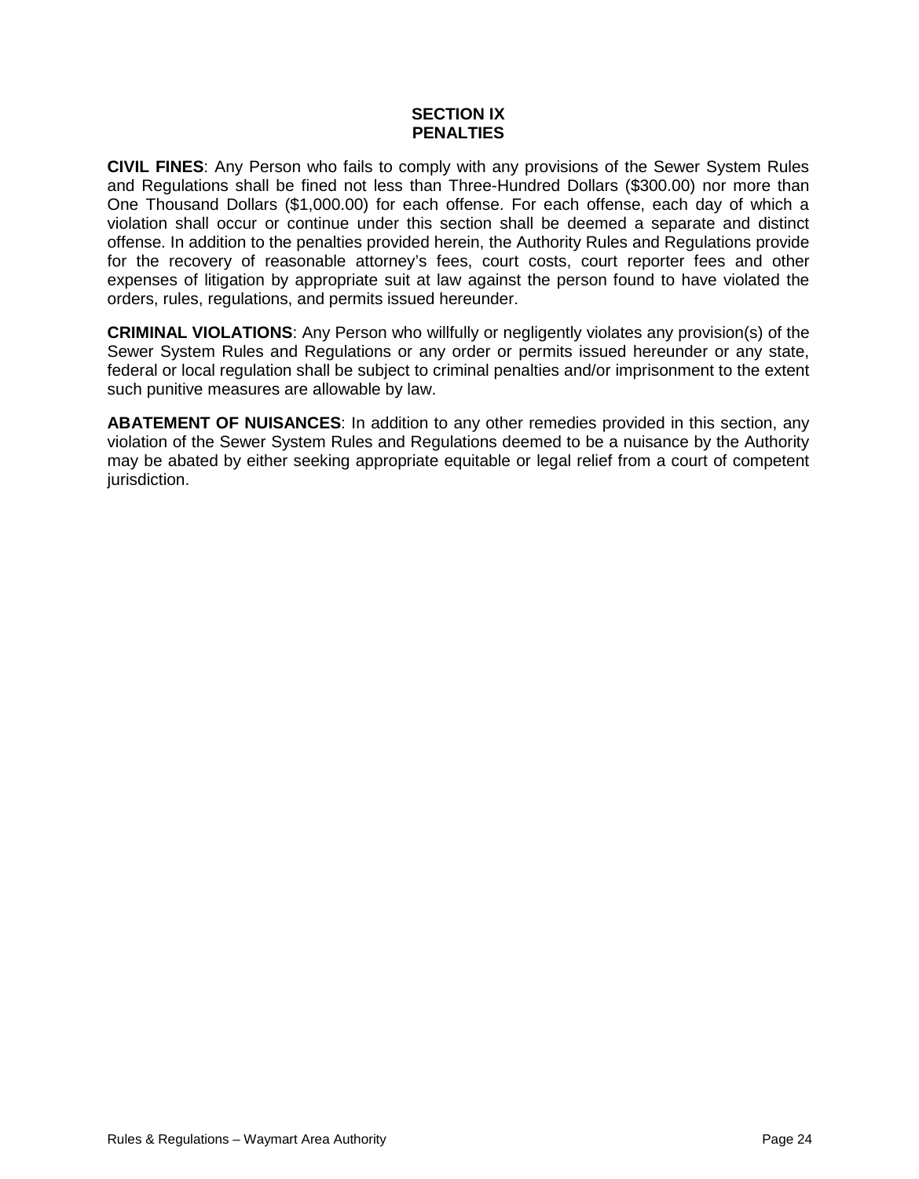# SECTION IX
# PENALTIES

**CIVIL FINES**: Any Person who fails to comply with any provisions of the Sewer System Rules and Regulations shall be fined not less than Three-Hundred Dollars ($300.00) nor more than One Thousand Dollars ($1,000.00) for each offense. For each offense, each day of which a violation shall occur or continue under this section shall be deemed a separate and distinct offense. In addition to the penalties provided herein, the Authority Rules and Regulations provide for the recovery of reasonable attorney's fees, court costs, court reporter fees and other expenses of litigation by appropriate suit at law against the person found to have violated the orders, rules, regulations, and permits issued hereunder.

**CRIMINAL VIOLATIONS**: Any Person who willfully or negligently violates any provision(s) of the Sewer System Rules and Regulations or any order or permits issued hereunder or any state, federal or local regulation shall be subject to criminal penalties and/or imprisonment to the extent such punitive measures are allowable by law.

**ABATEMENT OF NUISANCES**: In addition to any other remedies provided in this section, any violation of the Sewer System Rules and Regulations deemed to be a nuisance by the Authority may be abated by either seeking appropriate equitable or legal relief from a court of competent jurisdiction.